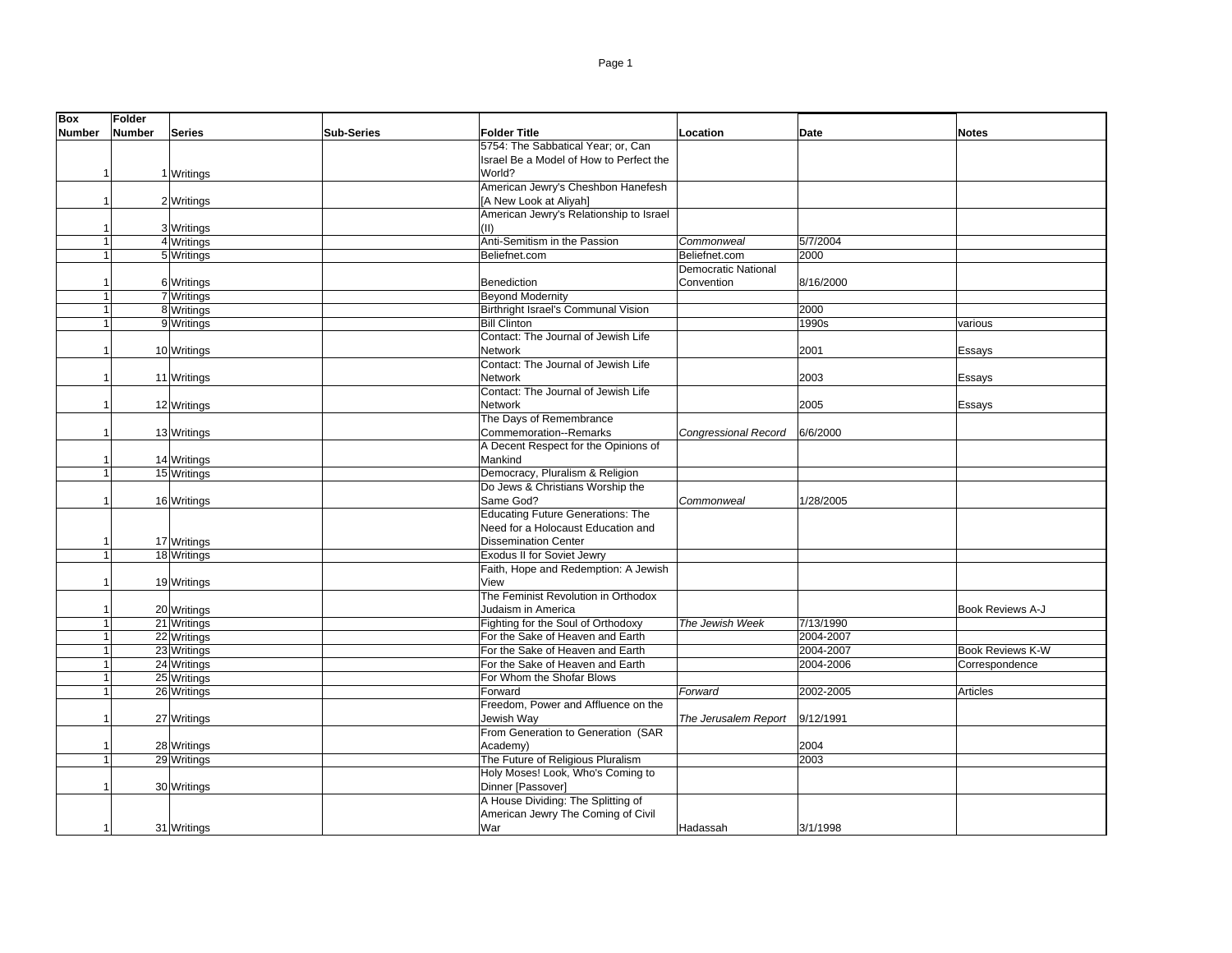| Box Number | Folder Number | Series | Sub-Series | Folder Title | Location | Date | Notes |
|---|---|---|---|---|---|---|---|
| 1 | 1 | Writings | | 5754: The Sabbatical Year; or, Can Israel Be a Model of How to Perfect the World? | | | |
| 1 | 2 | Writings | | American Jewry's Cheshbon Hanefesh [A New Look at Aliyah] | | | |
| 1 | 3 | Writings | | American Jewry's Relationship to Israel (II) | | | |
| 1 | 4 | Writings | | Anti-Semitism in the Passion | *Commonweal* | 5/7/2004 | |
| 1 | 5 | Writings | | Beliefnet.com | Beliefnet.com | 2000 | |
| 1 | 6 | Writings | | Benediction | Democratic National Convention | 8/16/2000 | |
| 1 | 7 | Writings | | Beyond Modernity | | | |
| 1 | 8 | Writings | | Birthright Israel's Communal Vision | | 2000 | |
| 1 | 9 | Writings | | Bill Clinton | | 1990s | various |
| 1 | 10 | Writings | | Contact: The Journal of Jewish Life Network | | 2001 | Essays |
| 1 | 11 | Writings | | Contact: The Journal of Jewish Life Network | | 2003 | Essays |
| 1 | 12 | Writings | | Contact: The Journal of Jewish Life Network | | 2005 | Essays |
| 1 | 13 | Writings | | The Days of Remembrance Commemoration--Remarks | *Congressional Record* | 6/6/2000 | |
| 1 | 14 | Writings | | A Decent Respect for the Opinions of Mankind | | | |
| 1 | 15 | Writings | | Democracy, Pluralism & Religion | | | |
| 1 | 16 | Writings | | Do Jews & Christians Worship the Same God? | *Commonweal* | 1/28/2005 | |
| 1 | 17 | Writings | | Educating Future Generations: The Need for a Holocaust Education and Dissemination Center | | | |
| 1 | 18 | Writings | | Exodus II for Soviet Jewry | | | |
| 1 | 19 | Writings | | Faith, Hope and Redemption: A Jewish View | | | |
| 1 | 20 | Writings | | The Feminist Revolution in Orthodox Judaism in America | | | Book Reviews A-J |
| 1 | 21 | Writings | | Fighting for the Soul of Orthodoxy | *The Jewish Week* | 7/13/1990 | |
| 1 | 22 | Writings | | For the Sake of Heaven and Earth | | 2004-2007 | |
| 1 | 23 | Writings | | For the Sake of Heaven and Earth | | 2004-2007 | Book Reviews K-W |
| 1 | 24 | Writings | | For the Sake of Heaven and Earth | | 2004-2006 | Correspondence |
| 1 | 25 | Writings | | For Whom the Shofar Blows | | | |
| 1 | 26 | Writings | | Forward | *Forward* | 2002-2005 | Articles |
| 1 | 27 | Writings | | Freedom, Power and Affluence on the Jewish Way | *The Jerusalem Report* | 9/12/1991 | |
| 1 | 28 | Writings | | From Generation to Generation (SAR Academy) | | 2004 | |
| 1 | 29 | Writings | | The Future of Religious Pluralism | | 2003 | |
| 1 | 30 | Writings | | Holy Moses! Look, Who's Coming to Dinner [Passover] | | | |
| 1 | 31 | Writings | | A House Dividing: The Splitting of American Jewry The Coming of Civil War | Hadassah | 3/1/1998 | |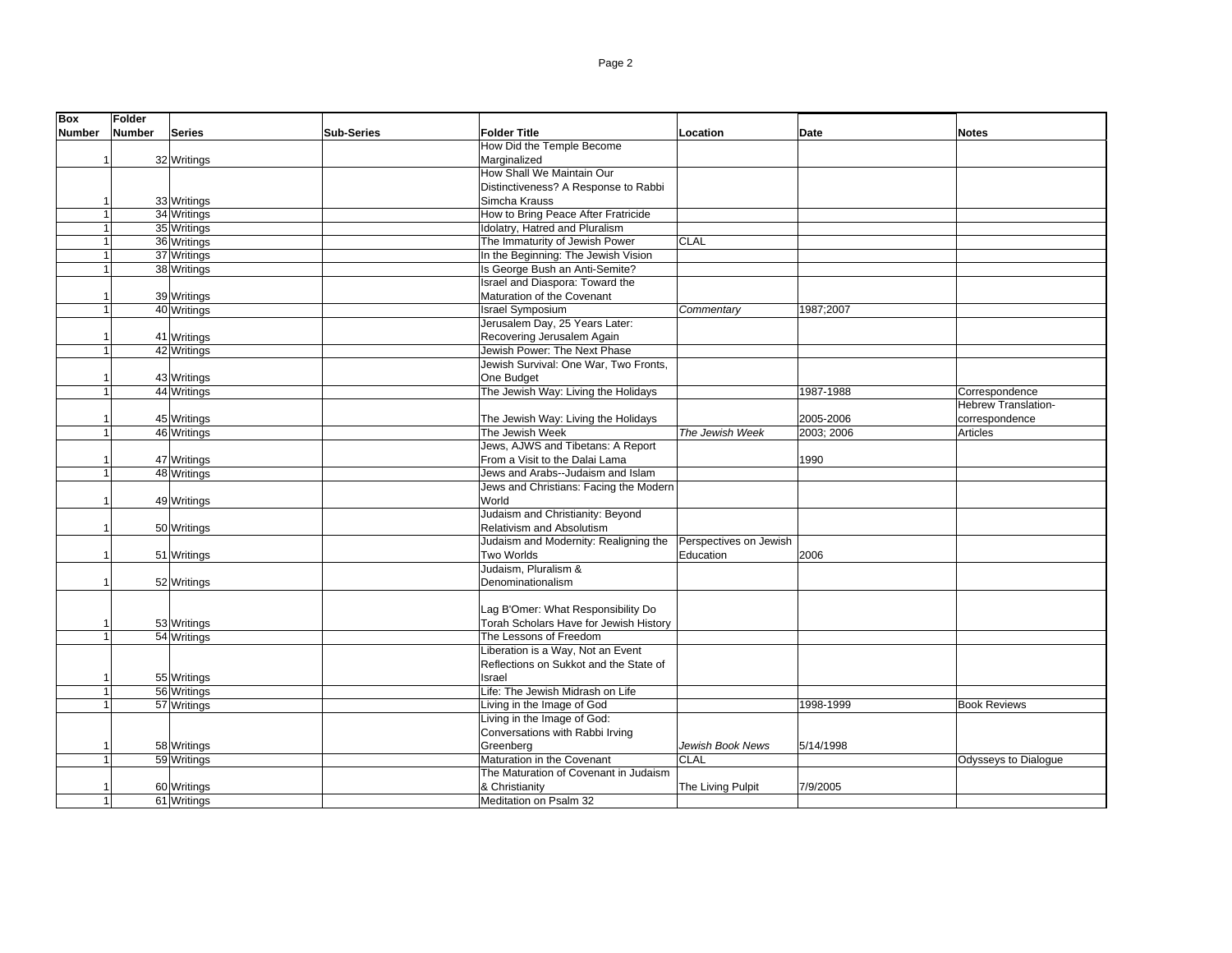| Box Number | Folder Number | Series | Sub-Series | Folder Title | Location | Date | Notes |
|---|---|---|---|---|---|---|---|
| 1 | 32 | Writings | | How Did the Temple Become Marginalized | | | |
| 1 | 33 | Writings | | How Shall We Maintain Our Distinctiveness? A Response to Rabbi Simcha Krauss | | | |
| 1 | 34 | Writings | | How to Bring Peace After Fratricide | | | |
| 1 | 35 | Writings | | Idolatry, Hatred and Pluralism | | | |
| 1 | 36 | Writings | | The Immaturity of Jewish Power | CLAL | | |
| 1 | 37 | Writings | | In the Beginning: The Jewish Vision | | | |
| 1 | 38 | Writings | | Is George Bush an Anti-Semite? | | | |
| 1 | 39 | Writings | | Israel and Diaspora: Toward the Maturation of the Covenant | | | |
| 1 | 40 | Writings | | Israel Symposium | *Commentary* | 1987;2007 | |
| 1 | 41 | Writings | | Jerusalem Day, 25 Years Later: Recovering Jerusalem Again | | | |
| 1 | 42 | Writings | | Jewish Power: The Next Phase | | | |
| 1 | 43 | Writings | | Jewish Survival: One War, Two Fronts, One Budget | | | |
| 1 | 44 | Writings | | The Jewish Way: Living the Holidays | | 1987-1988 | Correspondence |
| 1 | 45 | Writings | | The Jewish Way: Living the Holidays | | 2005-2006 | Hebrew Translation- correspondence |
| 1 | 46 | Writings | | The Jewish Week | *The Jewish Week* | 2003; 2006 | Articles |
| 1 | 47 | Writings | | Jews, AJWS and Tibetans: A Report From a Visit to the Dalai Lama | | 1990 | |
| 1 | 48 | Writings | | Jews and Arabs--Judaism and Islam | | | |
| 1 | 49 | Writings | | Jews and Christians: Facing the Modern World | | | |
| 1 | 50 | Writings | | Judaism and Christianity: Beyond Relativism and Absolutism | | | |
| 1 | 51 | Writings | | Judaism and Modernity: Realigning the Two Worlds | Perspectives on Jewish Education | 2006 | |
| 1 | 52 | Writings | | Judaism, Pluralism & Denominationalism | | | |
| 1 | 53 | Writings | | Lag B'Omer: What Responsibility Do Torah Scholars Have for Jewish History | | | |
| 1 | 54 | Writings | | The Lessons of Freedom | | | |
| 1 | 55 | Writings | | Liberation is a Way, Not an Event Reflections on Sukkot and the State of Israel | | | |
| 1 | 56 | Writings | | Life: The Jewish Midrash on Life | | | |
| 1 | 57 | Writings | | Living in the Image of God | | 1998-1999 | Book Reviews |
| 1 | 58 | Writings | | Living in the Image of God: Conversations with Rabbi Irving Greenberg | *Jewish Book News* | 5/14/1998 | |
| 1 | 59 | Writings | | Maturation in the Covenant | CLAL | | Odysseys to Dialogue |
| 1 | 60 | Writings | | The Maturation of Covenant in Judaism & Christianity | The Living Pulpit | 7/9/2005 | |
| 1 | 61 | Writings | | Meditation on Psalm 32 | | | |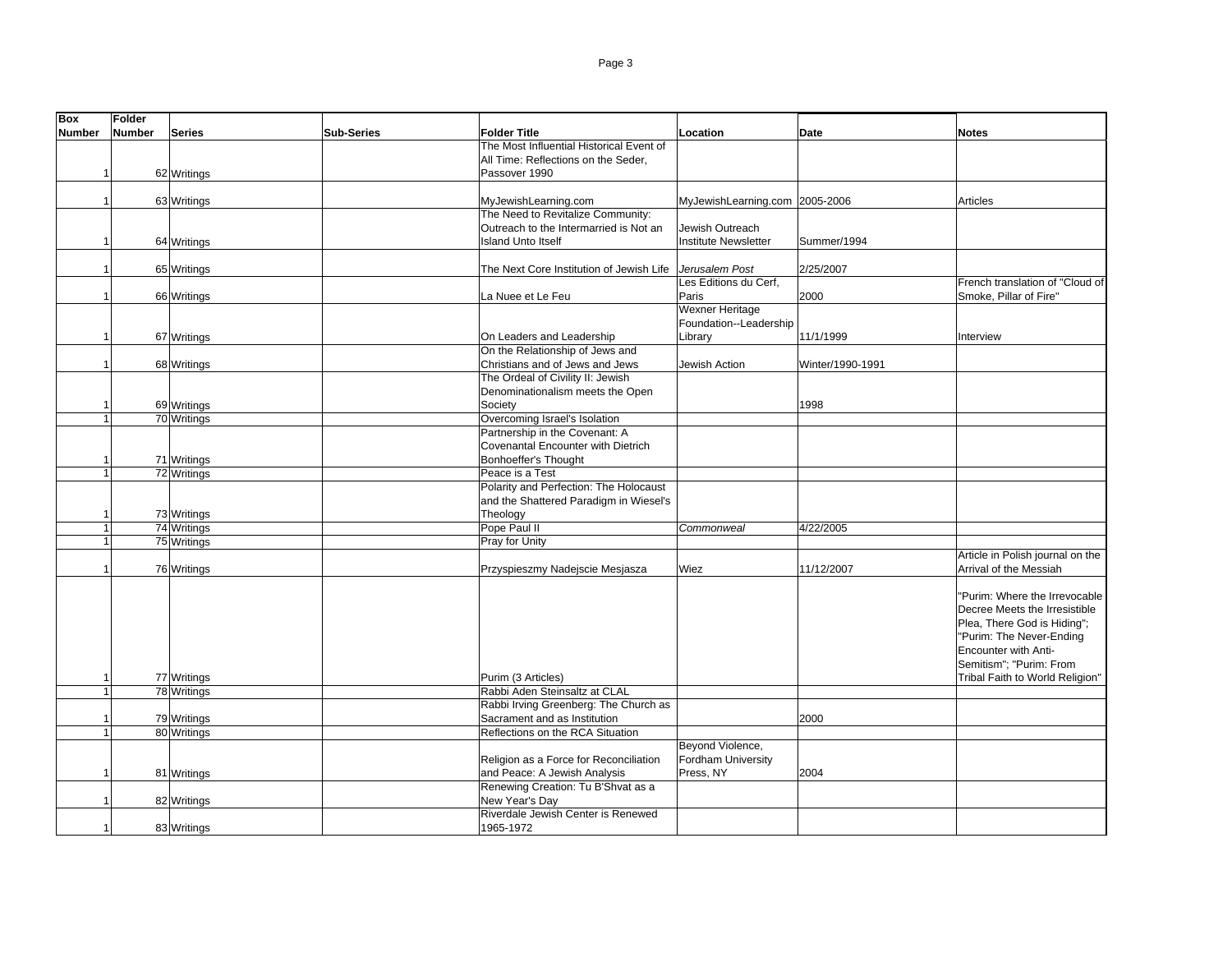| Box Number | Folder Number | Series | Sub-Series | Folder Title | Location | Date | Notes |
|---|---|---|---|---|---|---|---|
| 1 | 62 | Writings | | The Most Influential Historical Event of All Time: Reflections on the Seder, Passover 1990 | | | |
| 1 | 63 | Writings | | MyJewishLearning.com | MyJewishLearning.com | 2005-2006 | Articles |
| 1 | 64 | Writings | | The Need to Revitalize Community: Outreach to the Intermarried is Not an Island Unto Itself | Jewish Outreach Institute Newsletter | Summer/1994 | |
| 1 | 65 | Writings | | The Next Core Institution of Jewish Life | *Jerusalem Post* | 2/25/2007 | |
| 1 | 66 | Writings | | La Nuee et Le Feu | Les Editions du Cerf, Paris | 2000 | French translation of "Cloud of Smoke, Pillar of Fire" |
| 1 | 67 | Writings | | On Leaders and Leadership | Wexner Heritage Foundation--Leadership Library | 11/1/1999 | Interview |
| 1 | 68 | Writings | | On the Relationship of Jews and Christians and of Jews and Jews | Jewish Action | Winter/1990-1991 | |
| 1 | 69 | Writings | | The Ordeal of Civility II: Jewish Denominationalism meets the Open Society | | 1998 | |
| 1 | 70 | Writings | | Overcoming Israel's Isolation | | | |
| 1 | 71 | Writings | | Partnership in the Covenant: A Covenantal Encounter with Dietrich Bonhoeffer's Thought | | | |
| 1 | 72 | Writings | | Peace is a Test | | | |
| 1 | 73 | Writings | | Polarity and Perfection: The Holocaust and the Shattered Paradigm in Wiesel's Theology | | | |
| 1 | 74 | Writings | | Pope Paul II | *Commonweal* | 4/22/2005 | |
| 1 | 75 | Writings | | Pray for Unity | | | |
| 1 | 76 | Writings | | Przyspieszmy Nadejscie Mesjasza | Wiez | 11/12/2007 | Article in Polish journal on the Arrival of the Messiah |
| 1 | 77 | Writings | | Purim (3 Articles) | | | "Purim: Where the Irrevocable Decree Meets the Irresistible Plea, There God is Hiding"; "Purim: The Never-Ending Encounter with Anti-Semitism"; "Purim: From Tribal Faith to World Religion" |
| 1 | 78 | Writings | | Rabbi Aden Steinsaltz at CLAL | | | |
| 1 | 79 | Writings | | Rabbi Irving Greenberg: The Church as Sacrament and as Institution | | 2000 | |
| 1 | 80 | Writings | | Reflections on the RCA Situation | | | |
| 1 | 81 | Writings | | Religion as a Force for Reconciliation and Peace: A Jewish Analysis | Beyond Violence, Fordham University Press, NY | 2004 | |
| 1 | 82 | Writings | | Renewing Creation: Tu B'Shvat as a New Year's Day | | | |
| 1 | 83 | Writings | | Riverdale Jewish Center is Renewed 1965-1972 | | | |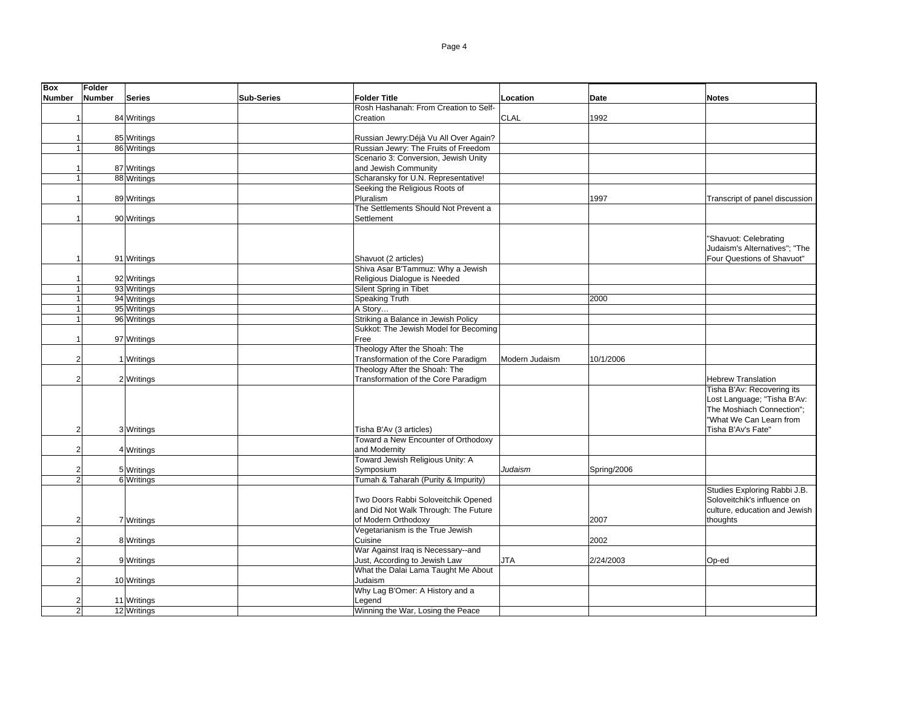| Box Number | Folder Number | Series | Sub-Series | Folder Title | Location | Date | Notes |
|---|---|---|---|---|---|---|---|
| 1 | 84 | Writings | | Rosh Hashanah: From Creation to Self-Creation | CLAL | 1992 | |
| 1 | 85 | Writings | | Russian Jewry:Déjà Vu All Over Again? | | | |
| 1 | 86 | Writings | | Russian Jewry: The Fruits of Freedom | | | |
| 1 | 87 | Writings | | Scenario 3: Conversion, Jewish Unity and Jewish Community | | | |
| 1 | 88 | Writings | | Scharansky for U.N. Representative! | | | |
| 1 | 89 | Writings | | Seeking the Religious Roots of Pluralism | | 1997 | Transcript of panel discussion |
| 1 | 90 | Writings | | The Settlements Should Not Prevent a Settlement | | | |
| 1 | 91 | Writings | | Shavuot (2 articles) | | | "Shavuot: Celebrating Judaism's Alternatives"; "The Four Questions of Shavuot" |
| 1 | 92 | Writings | | Shiva Asar B'Tammuz: Why a Jewish Religious Dialogue is Needed | | | |
| 1 | 93 | Writings | | Silent Spring in Tibet | | | |
| 1 | 94 | Writings | | Speaking Truth | | 2000 | |
| 1 | 95 | Writings | | A Story… | | | |
| 1 | 96 | Writings | | Striking a Balance in Jewish Policy | | | |
| 1 | 97 | Writings | | Sukkot: The Jewish Model for Becoming Free | | | |
| 2 | 1 | Writings | | Theology After the Shoah: The Transformation of the Core Paradigm | Modern Judaism | 10/1/2006 | |
| 2 | 2 | Writings | | Theology After the Shoah: The Transformation of the Core Paradigm | | | Hebrew Translation |
| 2 | 3 | Writings | | Tisha B'Av (3 articles) | | | Tisha B'Av: Recovering its Lost Language; "Tisha B'Av: The Moshiach Connection"; "What We Can Learn from Tisha B'Av's Fate" |
| 2 | 4 | Writings | | Toward a New Encounter of Orthodoxy and Modernity | | | |
| 2 | 5 | Writings | | Toward Jewish Religious Unity: A Symposium | *Judaism* | Spring/2006 | |
| 2 | 6 | Writings | | Tumah & Taharah (Purity & Impurity) | | | |
| 2 | 7 | Writings | | Two Doors Rabbi Soloveitchik Opened and Did Not Walk Through: The Future of Modern Orthodoxy | | 2007 | Studies Exploring Rabbi J.B. Soloveitchik's influence on culture, education and Jewish thoughts |
| 2 | 8 | Writings | | Vegetarianism is the True Jewish Cuisine | | 2002 | |
| 2 | 9 | Writings | | War Against Iraq is Necessary--and Just, According to Jewish Law | JTA | 2/24/2003 | Op-ed |
| 2 | 10 | Writings | | What the Dalai Lama Taught Me About Judaism | | | |
| 2 | 11 | Writings | | Why Lag B'Omer: A History and a Legend | | | |
| 2 | 12 | Writings | | Winning the War, Losing the Peace | | | |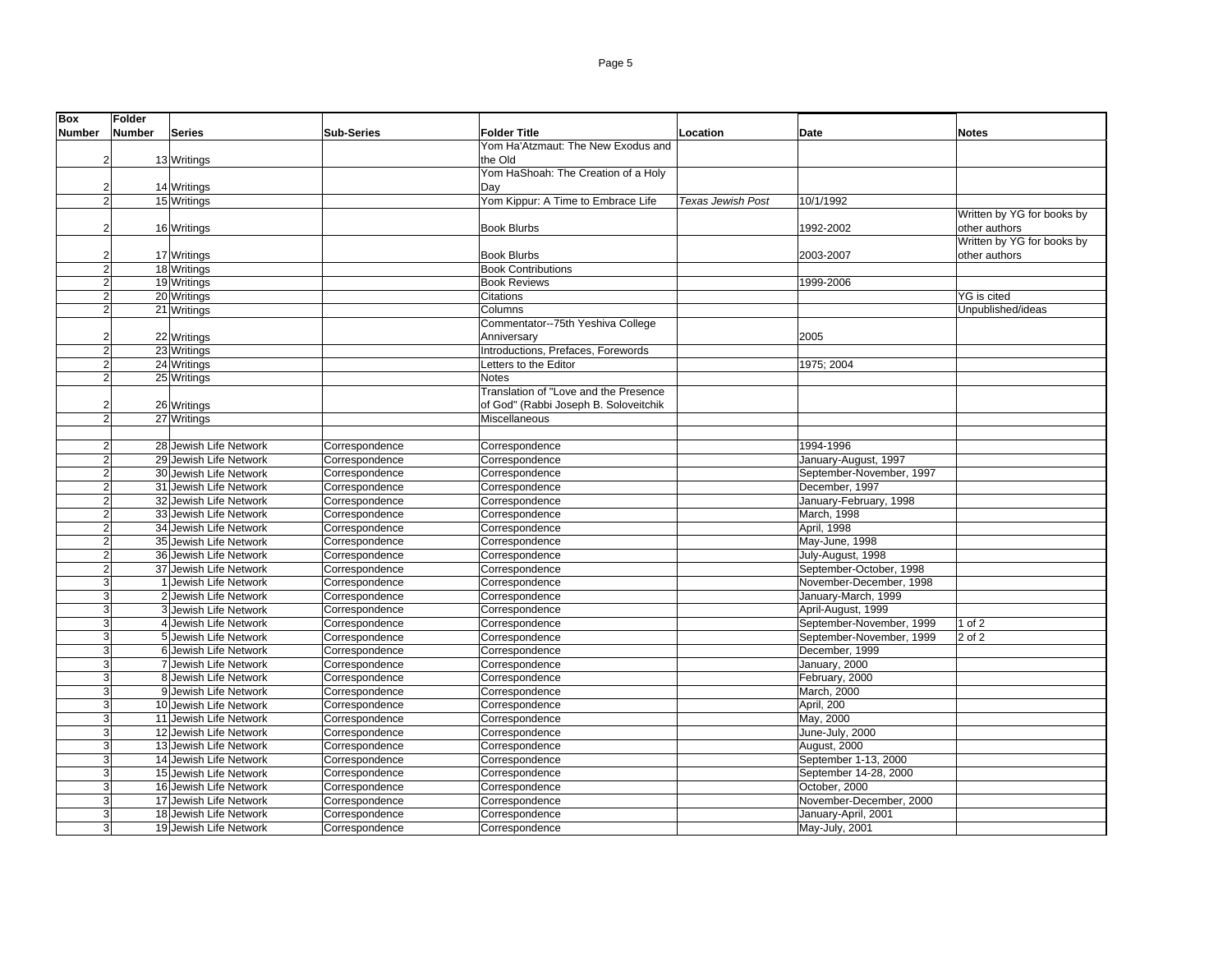| Box Number | Folder Number | Series | Sub-Series | Folder Title | Location | Date | Notes |
|---|---|---|---|---|---|---|---|
| 2 | 13 | Writings | | Yom Ha'Atzmaut: The New Exodus and the Old | | | |
| 2 | 14 | Writings | | Yom HaShoah: The Creation of a Holy Day | | | |
| 2 | 15 | Writings | | Yom Kippur: A Time to Embrace Life | *Texas Jewish Post* | 10/1/1992 | |
| 2 | 16 | Writings | | Book Blurbs | | 1992-2002 | Written by YG for books by other authors |
| 2 | 17 | Writings | | Book Blurbs | | 2003-2007 | Written by YG for books by other authors |
| 2 | 18 | Writings | | Book Contributions | | | |
| 2 | 19 | Writings | | Book Reviews | | 1999-2006 | |
| 2 | 20 | Writings | | Citations | | | YG is cited |
| 2 | 21 | Writings | | Columns | | | Unpublished/ideas |
| 2 | 22 | Writings | | Commentator--75th Yeshiva College Anniversary | | 2005 | |
| 2 | 23 | Writings | | Introductions, Prefaces, Forewords | | | |
| 2 | 24 | Writings | | Letters to the Editor | | 1975; 2004 | |
| 2 | 25 | Writings | | Notes | | | |
| 2 | 26 | Writings | | Translation of "Love and the Presence of God" (Rabbi Joseph B. Soloveitchik | | | |
| 2 | 27 | Writings | | Miscellaneous | | | |
| | | | | | | | |
| 2 | 28 | Jewish Life Network | Correspondence | Correspondence | | 1994-1996 | |
| 2 | 29 | Jewish Life Network | Correspondence | Correspondence | | January-August, 1997 | |
| 2 | 30 | Jewish Life Network | Correspondence | Correspondence | | September-November, 1997 | |
| 2 | 31 | Jewish Life Network | Correspondence | Correspondence | | December, 1997 | |
| 2 | 32 | Jewish Life Network | Correspondence | Correspondence | | January-February, 1998 | |
| 2 | 33 | Jewish Life Network | Correspondence | Correspondence | | March, 1998 | |
| 2 | 34 | Jewish Life Network | Correspondence | Correspondence | | April, 1998 | |
| 2 | 35 | Jewish Life Network | Correspondence | Correspondence | | May-June, 1998 | |
| 2 | 36 | Jewish Life Network | Correspondence | Correspondence | | July-August, 1998 | |
| 2 | 37 | Jewish Life Network | Correspondence | Correspondence | | September-October, 1998 | |
| 3 | 1 | Jewish Life Network | Correspondence | Correspondence | | November-December, 1998 | |
| 3 | 2 | Jewish Life Network | Correspondence | Correspondence | | January-March, 1999 | |
| 3 | 3 | Jewish Life Network | Correspondence | Correspondence | | April-August, 1999 | |
| 3 | 4 | Jewish Life Network | Correspondence | Correspondence | | September-November, 1999 | 1 of 2 |
| 3 | 5 | Jewish Life Network | Correspondence | Correspondence | | September-November, 1999 | 2 of 2 |
| 3 | 6 | Jewish Life Network | Correspondence | Correspondence | | December, 1999 | |
| 3 | 7 | Jewish Life Network | Correspondence | Correspondence | | January, 2000 | |
| 3 | 8 | Jewish Life Network | Correspondence | Correspondence | | February, 2000 | |
| 3 | 9 | Jewish Life Network | Correspondence | Correspondence | | March, 2000 | |
| 3 | 10 | Jewish Life Network | Correspondence | Correspondence | | April, 200 | |
| 3 | 11 | Jewish Life Network | Correspondence | Correspondence | | May, 2000 | |
| 3 | 12 | Jewish Life Network | Correspondence | Correspondence | | June-July, 2000 | |
| 3 | 13 | Jewish Life Network | Correspondence | Correspondence | | August, 2000 | |
| 3 | 14 | Jewish Life Network | Correspondence | Correspondence | | September 1-13, 2000 | |
| 3 | 15 | Jewish Life Network | Correspondence | Correspondence | | September 14-28, 2000 | |
| 3 | 16 | Jewish Life Network | Correspondence | Correspondence | | October, 2000 | |
| 3 | 17 | Jewish Life Network | Correspondence | Correspondence | | November-December, 2000 | |
| 3 | 18 | Jewish Life Network | Correspondence | Correspondence | | January-April, 2001 | |
| 3 | 19 | Jewish Life Network | Correspondence | Correspondence | | May-July, 2001 | |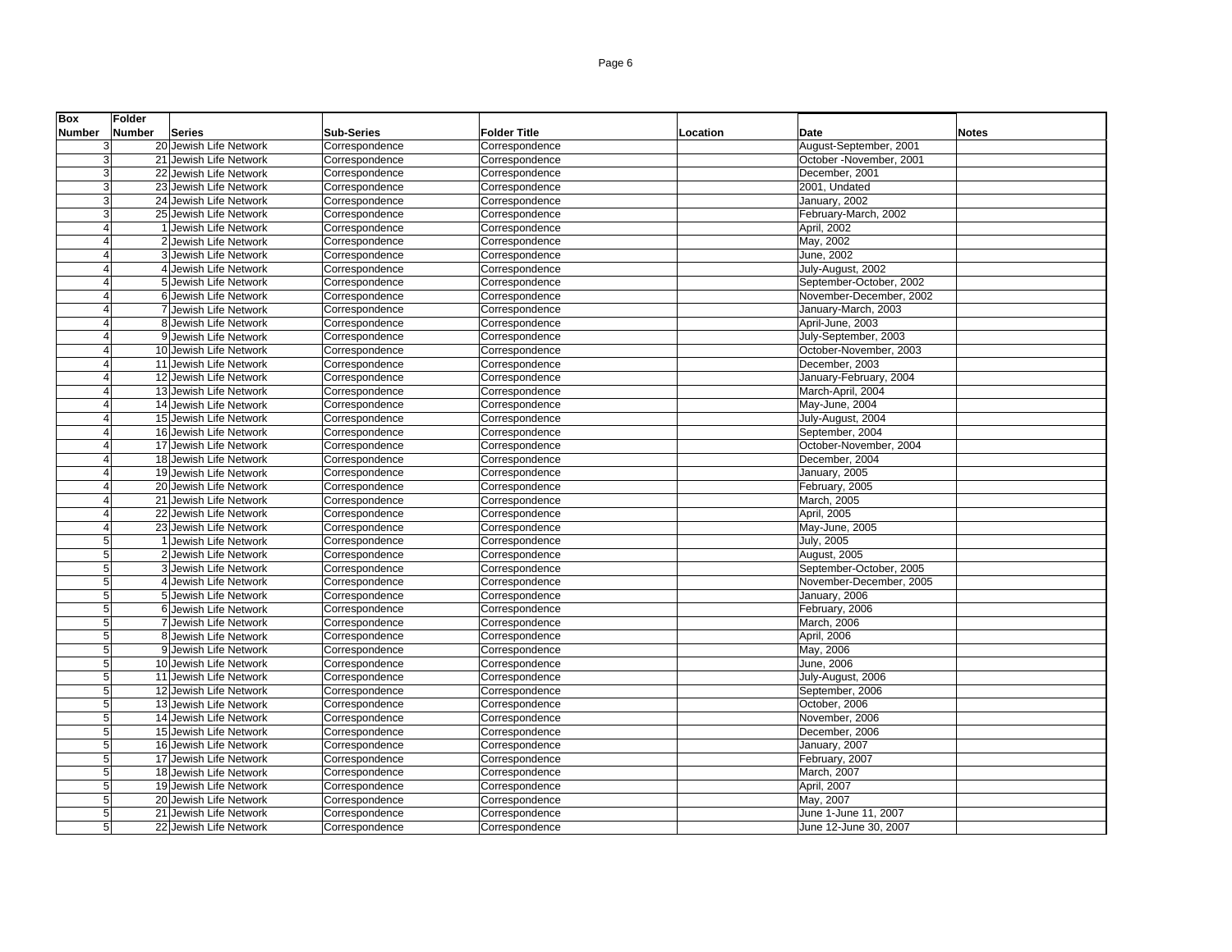| Box Number | Folder Number | Series | Sub-Series | Folder Title | Location | Date | Notes |
|---|---|---|---|---|---|---|---|
| 3 | 20 | Jewish Life Network | Correspondence | Correspondence | | August-September, 2001 | |
| 3 | 21 | Jewish Life Network | Correspondence | Correspondence | | October -November, 2001 | |
| 3 | 22 | Jewish Life Network | Correspondence | Correspondence | | December, 2001 | |
| 3 | 23 | Jewish Life Network | Correspondence | Correspondence | | 2001, Undated | |
| 3 | 24 | Jewish Life Network | Correspondence | Correspondence | | January, 2002 | |
| 3 | 25 | Jewish Life Network | Correspondence | Correspondence | | February-March, 2002 | |
| 4 | 1 | Jewish Life Network | Correspondence | Correspondence | | April, 2002 | |
| 4 | 2 | Jewish Life Network | Correspondence | Correspondence | | May, 2002 | |
| 4 | 3 | Jewish Life Network | Correspondence | Correspondence | | June, 2002 | |
| 4 | 4 | Jewish Life Network | Correspondence | Correspondence | | July-August, 2002 | |
| 4 | 5 | Jewish Life Network | Correspondence | Correspondence | | September-October, 2002 | |
| 4 | 6 | Jewish Life Network | Correspondence | Correspondence | | November-December, 2002 | |
| 4 | 7 | Jewish Life Network | Correspondence | Correspondence | | January-March, 2003 | |
| 4 | 8 | Jewish Life Network | Correspondence | Correspondence | | April-June, 2003 | |
| 4 | 9 | Jewish Life Network | Correspondence | Correspondence | | July-September, 2003 | |
| 4 | 10 | Jewish Life Network | Correspondence | Correspondence | | October-November, 2003 | |
| 4 | 11 | Jewish Life Network | Correspondence | Correspondence | | December, 2003 | |
| 4 | 12 | Jewish Life Network | Correspondence | Correspondence | | January-February, 2004 | |
| 4 | 13 | Jewish Life Network | Correspondence | Correspondence | | March-April, 2004 | |
| 4 | 14 | Jewish Life Network | Correspondence | Correspondence | | May-June, 2004 | |
| 4 | 15 | Jewish Life Network | Correspondence | Correspondence | | July-August, 2004 | |
| 4 | 16 | Jewish Life Network | Correspondence | Correspondence | | September, 2004 | |
| 4 | 17 | Jewish Life Network | Correspondence | Correspondence | | October-November, 2004 | |
| 4 | 18 | Jewish Life Network | Correspondence | Correspondence | | December, 2004 | |
| 4 | 19 | Jewish Life Network | Correspondence | Correspondence | | January, 2005 | |
| 4 | 20 | Jewish Life Network | Correspondence | Correspondence | | February, 2005 | |
| 4 | 21 | Jewish Life Network | Correspondence | Correspondence | | March, 2005 | |
| 4 | 22 | Jewish Life Network | Correspondence | Correspondence | | April, 2005 | |
| 4 | 23 | Jewish Life Network | Correspondence | Correspondence | | May-June, 2005 | |
| 5 | 1 | Jewish Life Network | Correspondence | Correspondence | | July, 2005 | |
| 5 | 2 | Jewish Life Network | Correspondence | Correspondence | | August, 2005 | |
| 5 | 3 | Jewish Life Network | Correspondence | Correspondence | | September-October, 2005 | |
| 5 | 4 | Jewish Life Network | Correspondence | Correspondence | | November-December, 2005 | |
| 5 | 5 | Jewish Life Network | Correspondence | Correspondence | | January, 2006 | |
| 5 | 6 | Jewish Life Network | Correspondence | Correspondence | | February, 2006 | |
| 5 | 7 | Jewish Life Network | Correspondence | Correspondence | | March, 2006 | |
| 5 | 8 | Jewish Life Network | Correspondence | Correspondence | | April, 2006 | |
| 5 | 9 | Jewish Life Network | Correspondence | Correspondence | | May, 2006 | |
| 5 | 10 | Jewish Life Network | Correspondence | Correspondence | | June, 2006 | |
| 5 | 11 | Jewish Life Network | Correspondence | Correspondence | | July-August, 2006 | |
| 5 | 12 | Jewish Life Network | Correspondence | Correspondence | | September, 2006 | |
| 5 | 13 | Jewish Life Network | Correspondence | Correspondence | | October, 2006 | |
| 5 | 14 | Jewish Life Network | Correspondence | Correspondence | | November, 2006 | |
| 5 | 15 | Jewish Life Network | Correspondence | Correspondence | | December, 2006 | |
| 5 | 16 | Jewish Life Network | Correspondence | Correspondence | | January, 2007 | |
| 5 | 17 | Jewish Life Network | Correspondence | Correspondence | | February, 2007 | |
| 5 | 18 | Jewish Life Network | Correspondence | Correspondence | | March, 2007 | |
| 5 | 19 | Jewish Life Network | Correspondence | Correspondence | | April, 2007 | |
| 5 | 20 | Jewish Life Network | Correspondence | Correspondence | | May, 2007 | |
| 5 | 21 | Jewish Life Network | Correspondence | Correspondence | | June 1-June 11, 2007 | |
| 5 | 22 | Jewish Life Network | Correspondence | Correspondence | | June 12-June 30, 2007 | |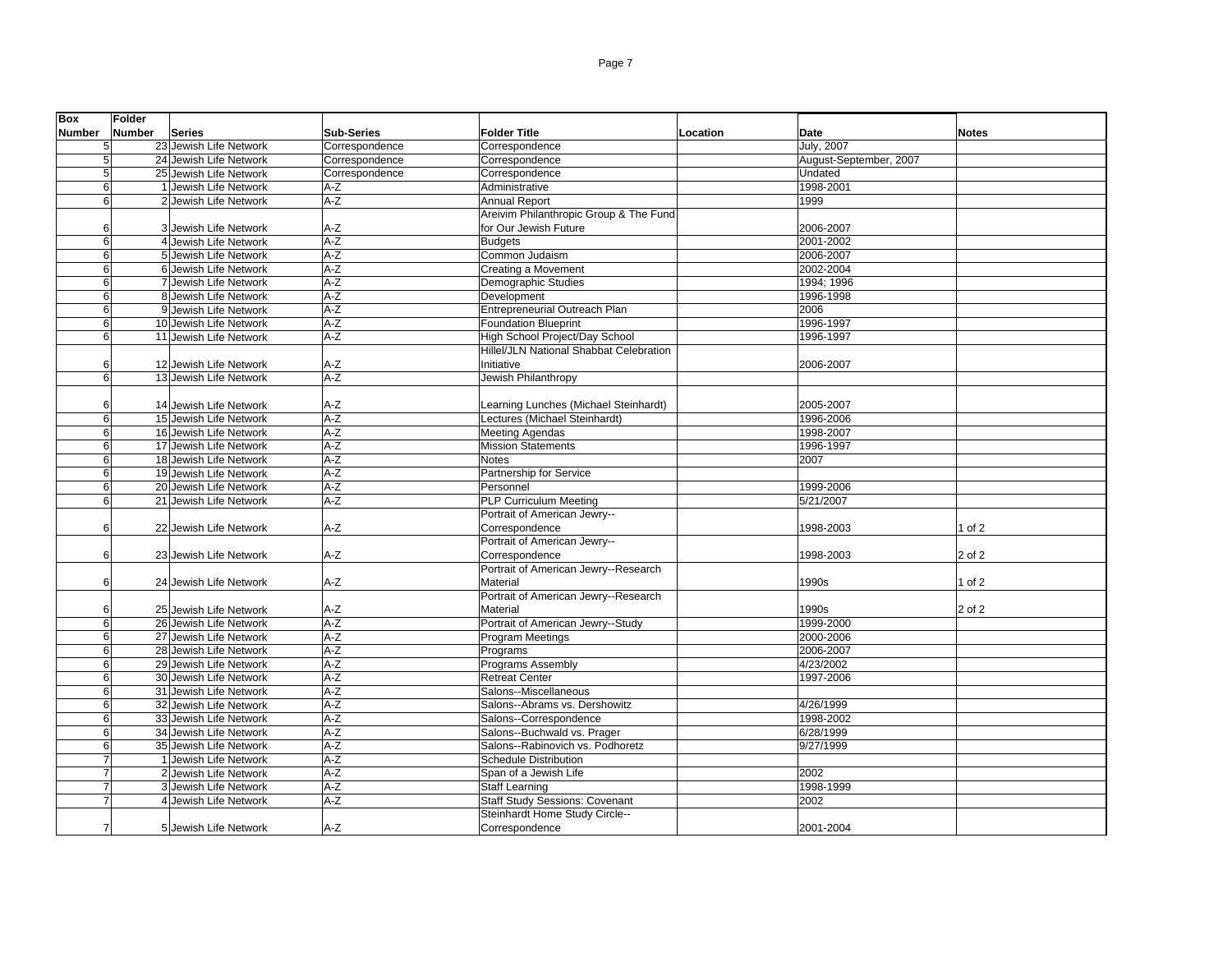| Box Number | Folder Number | Series | Sub-Series | Folder Title | Location | Date | Notes |
|---|---|---|---|---|---|---|---|
| 5 | 23 | Jewish Life Network | Correspondence | Correspondence | | July, 2007 | |
| 5 | 24 | Jewish Life Network | Correspondence | Correspondence | | August-September, 2007 | |
| 5 | 25 | Jewish Life Network | Correspondence | Correspondence | | Undated | |
| 6 | 1 | Jewish Life Network | A-Z | Administrative | | 1998-2001 | |
| 6 | 2 | Jewish Life Network | A-Z | Annual Report | | 1999 | |
| 6 | 3 | Jewish Life Network | A-Z | Areivim Philanthropic Group & The Fund for Our Jewish Future | | 2006-2007 | |
| 6 | 4 | Jewish Life Network | A-Z | Budgets | | 2001-2002 | |
| 6 | 5 | Jewish Life Network | A-Z | Common Judaism | | 2006-2007 | |
| 6 | 6 | Jewish Life Network | A-Z | Creating a Movement | | 2002-2004 | |
| 6 | 7 | Jewish Life Network | A-Z | Demographic Studies | | 1994; 1996 | |
| 6 | 8 | Jewish Life Network | A-Z | Development | | 1996-1998 | |
| 6 | 9 | Jewish Life Network | A-Z | Entrepreneurial Outreach Plan | | 2006 | |
| 6 | 10 | Jewish Life Network | A-Z | Foundation Blueprint | | 1996-1997 | |
| 6 | 11 | Jewish Life Network | A-Z | High School Project/Day School | | 1996-1997 | |
| 6 | 12 | Jewish Life Network | A-Z | Hillel/JLN National Shabbat Celebration Initiative | | 2006-2007 | |
| 6 | 13 | Jewish Life Network | A-Z | Jewish Philanthropy | | | |
| 6 | 14 | Jewish Life Network | A-Z | Learning Lunches (Michael Steinhardt) | | 2005-2007 | |
| 6 | 15 | Jewish Life Network | A-Z | Lectures (Michael Steinhardt) | | 1996-2006 | |
| 6 | 16 | Jewish Life Network | A-Z | Meeting Agendas | | 1998-2007 | |
| 6 | 17 | Jewish Life Network | A-Z | Mission Statements | | 1996-1997 | |
| 6 | 18 | Jewish Life Network | A-Z | Notes | | 2007 | |
| 6 | 19 | Jewish Life Network | A-Z | Partnership for Service | | | |
| 6 | 20 | Jewish Life Network | A-Z | Personnel | | 1999-2006 | |
| 6 | 21 | Jewish Life Network | A-Z | PLP Curriculum Meeting | | 5/21/2007 | |
| 6 | 22 | Jewish Life Network | A-Z | Portrait of American Jewry--Correspondence | | 1998-2003 | 1 of 2 |
| 6 | 23 | Jewish Life Network | A-Z | Portrait of American Jewry--Correspondence | | 1998-2003 | 2 of 2 |
| 6 | 24 | Jewish Life Network | A-Z | Portrait of American Jewry--Research Material | | 1990s | 1 of 2 |
| 6 | 25 | Jewish Life Network | A-Z | Portrait of American Jewry--Research Material | | 1990s | 2 of 2 |
| 6 | 26 | Jewish Life Network | A-Z | Portrait of American Jewry--Study | | 1999-2000 | |
| 6 | 27 | Jewish Life Network | A-Z | Program Meetings | | 2000-2006 | |
| 6 | 28 | Jewish Life Network | A-Z | Programs | | 2006-2007 | |
| 6 | 29 | Jewish Life Network | A-Z | Programs Assembly | | 4/23/2002 | |
| 6 | 30 | Jewish Life Network | A-Z | Retreat Center | | 1997-2006 | |
| 6 | 31 | Jewish Life Network | A-Z | Salons--Miscellaneous | | | |
| 6 | 32 | Jewish Life Network | A-Z | Salons--Abrams vs. Dershowitz | | 4/26/1999 | |
| 6 | 33 | Jewish Life Network | A-Z | Salons--Correspondence | | 1998-2002 | |
| 6 | 34 | Jewish Life Network | A-Z | Salons--Buchwald vs. Prager | | 6/28/1999 | |
| 6 | 35 | Jewish Life Network | A-Z | Salons--Rabinovich vs. Podhoretz | | 9/27/1999 | |
| 7 | 1 | Jewish Life Network | A-Z | Schedule Distribution | | | |
| 7 | 2 | Jewish Life Network | A-Z | Span of a Jewish Life | | 2002 | |
| 7 | 3 | Jewish Life Network | A-Z | Staff Learning | | 1998-1999 | |
| 7 | 4 | Jewish Life Network | A-Z | Staff Study Sessions: Covenant | | 2002 | |
| 7 | 5 | Jewish Life Network | A-Z | Steinhardt Home Study Circle--Correspondence | | 2001-2004 | |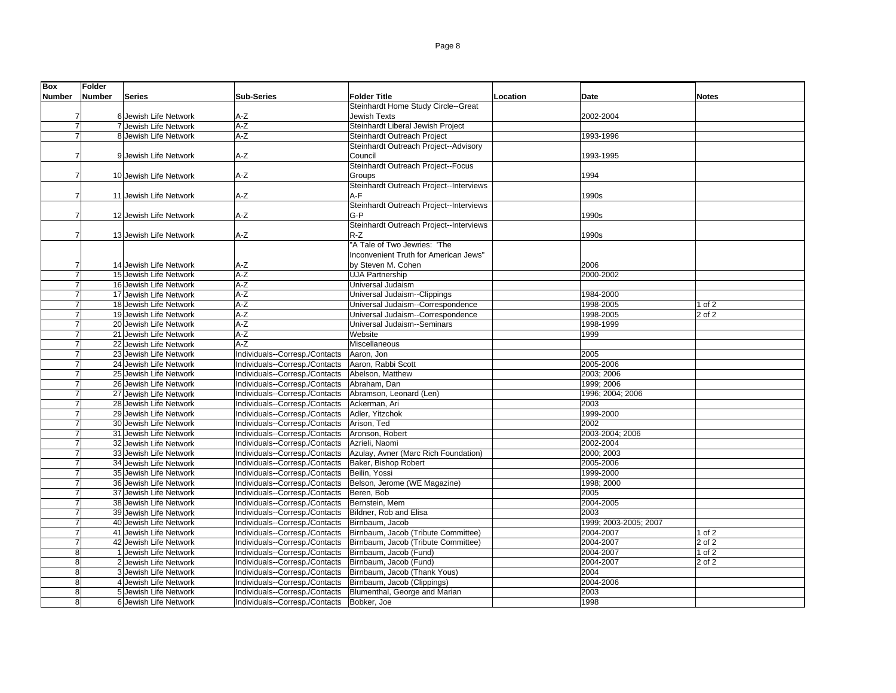| Box Number | Folder Number | Series | Sub-Series | Folder Title | Location | Date | Notes |
|---|---|---|---|---|---|---|---|
| 7 | 6 | Jewish Life Network | A-Z | Steinhardt Home Study Circle--Great Jewish Texts | | 2002-2004 | |
| 7 | 7 | Jewish Life Network | A-Z | Steinhardt Liberal Jewish Project | | | |
| 7 | 8 | Jewish Life Network | A-Z | Steinhardt Outreach Project | | 1993-1996 | |
| 7 | 9 | Jewish Life Network | A-Z | Steinhardt Outreach Project--Advisory Council | | 1993-1995 | |
| 7 | 10 | Jewish Life Network | A-Z | Steinhardt Outreach Project--Focus Groups | | 1994 | |
| 7 | 11 | Jewish Life Network | A-Z | Steinhardt Outreach Project--Interviews A-F | | 1990s | |
| 7 | 12 | Jewish Life Network | A-Z | Steinhardt Outreach Project--Interviews G-P | | 1990s | |
| 7 | 13 | Jewish Life Network | A-Z | Steinhardt Outreach Project--Interviews R-Z | | 1990s | |
| 7 | 14 | Jewish Life Network | A-Z | "A Tale of Two Jewries: 'The Inconvenient Truth for American Jews" by Steven M. Cohen | | 2006 | |
| 7 | 15 | Jewish Life Network | A-Z | UJA Partnership | | 2000-2002 | |
| 7 | 16 | Jewish Life Network | A-Z | Universal Judaism | | | |
| 7 | 17 | Jewish Life Network | A-Z | Universal Judaism--Clippings | | 1984-2000 | |
| 7 | 18 | Jewish Life Network | A-Z | Universal Judaism--Correspondence | | 1998-2005 | 1 of 2 |
| 7 | 19 | Jewish Life Network | A-Z | Universal Judaism--Correspondence | | 1998-2005 | 2 of 2 |
| 7 | 20 | Jewish Life Network | A-Z | Universal Judaism--Seminars | | 1998-1999 | |
| 7 | 21 | Jewish Life Network | A-Z | Website | | 1999 | |
| 7 | 22 | Jewish Life Network | A-Z | Miscellaneous | | | |
| 7 | 23 | Jewish Life Network | Individuals--Corresp./Contacts | Aaron, Jon | | 2005 | |
| 7 | 24 | Jewish Life Network | Individuals--Corresp./Contacts | Aaron, Rabbi Scott | | 2005-2006 | |
| 7 | 25 | Jewish Life Network | Individuals--Corresp./Contacts | Abelson, Matthew | | 2003; 2006 | |
| 7 | 26 | Jewish Life Network | Individuals--Corresp./Contacts | Abraham, Dan | | 1999; 2006 | |
| 7 | 27 | Jewish Life Network | Individuals--Corresp./Contacts | Abramson, Leonard (Len) | | 1996; 2004; 2006 | |
| 7 | 28 | Jewish Life Network | Individuals--Corresp./Contacts | Ackerman, Ari | | 2003 | |
| 7 | 29 | Jewish Life Network | Individuals--Corresp./Contacts | Adler, Yitzchok | | 1999-2000 | |
| 7 | 30 | Jewish Life Network | Individuals--Corresp./Contacts | Arison, Ted | | 2002 | |
| 7 | 31 | Jewish Life Network | Individuals--Corresp./Contacts | Aronson, Robert | | 2003-2004; 2006 | |
| 7 | 32 | Jewish Life Network | Individuals--Corresp./Contacts | Azrieli, Naomi | | 2002-2004 | |
| 7 | 33 | Jewish Life Network | Individuals--Corresp./Contacts | Azulay, Avner (Marc Rich Foundation) | | 2000; 2003 | |
| 7 | 34 | Jewish Life Network | Individuals--Corresp./Contacts | Baker, Bishop Robert | | 2005-2006 | |
| 7 | 35 | Jewish Life Network | Individuals--Corresp./Contacts | Beilin, Yossi | | 1999-2000 | |
| 7 | 36 | Jewish Life Network | Individuals--Corresp./Contacts | Belson, Jerome (WE Magazine) | | 1998; 2000 | |
| 7 | 37 | Jewish Life Network | Individuals--Corresp./Contacts | Beren, Bob | | 2005 | |
| 7 | 38 | Jewish Life Network | Individuals--Corresp./Contacts | Bernstein, Mem | | 2004-2005 | |
| 7 | 39 | Jewish Life Network | Individuals--Corresp./Contacts | Bildner, Rob and Elisa | | 2003 | |
| 7 | 40 | Jewish Life Network | Individuals--Corresp./Contacts | Birnbaum, Jacob | | 1999; 2003-2005; 2007 | |
| 7 | 41 | Jewish Life Network | Individuals--Corresp./Contacts | Birnbaum, Jacob (Tribute Committee) | | 2004-2007 | 1 of 2 |
| 7 | 42 | Jewish Life Network | Individuals--Corresp./Contacts | Birnbaum, Jacob (Tribute Committee) | | 2004-2007 | 2 of 2 |
| 8 | 1 | Jewish Life Network | Individuals--Corresp./Contacts | Birnbaum, Jacob (Fund) | | 2004-2007 | 1 of 2 |
| 8 | 2 | Jewish Life Network | Individuals--Corresp./Contacts | Birnbaum, Jacob (Fund) | | 2004-2007 | 2 of 2 |
| 8 | 3 | Jewish Life Network | Individuals--Corresp./Contacts | Birnbaum, Jacob (Thank Yous) | | 2004 | |
| 8 | 4 | Jewish Life Network | Individuals--Corresp./Contacts | Birnbaum, Jacob (Clippings) | | 2004-2006 | |
| 8 | 5 | Jewish Life Network | Individuals--Corresp./Contacts | Blumenthal, George and Marian | | 2003 | |
| 8 | 6 | Jewish Life Network | Individuals--Corresp./Contacts | Bobker, Joe | | 1998 | |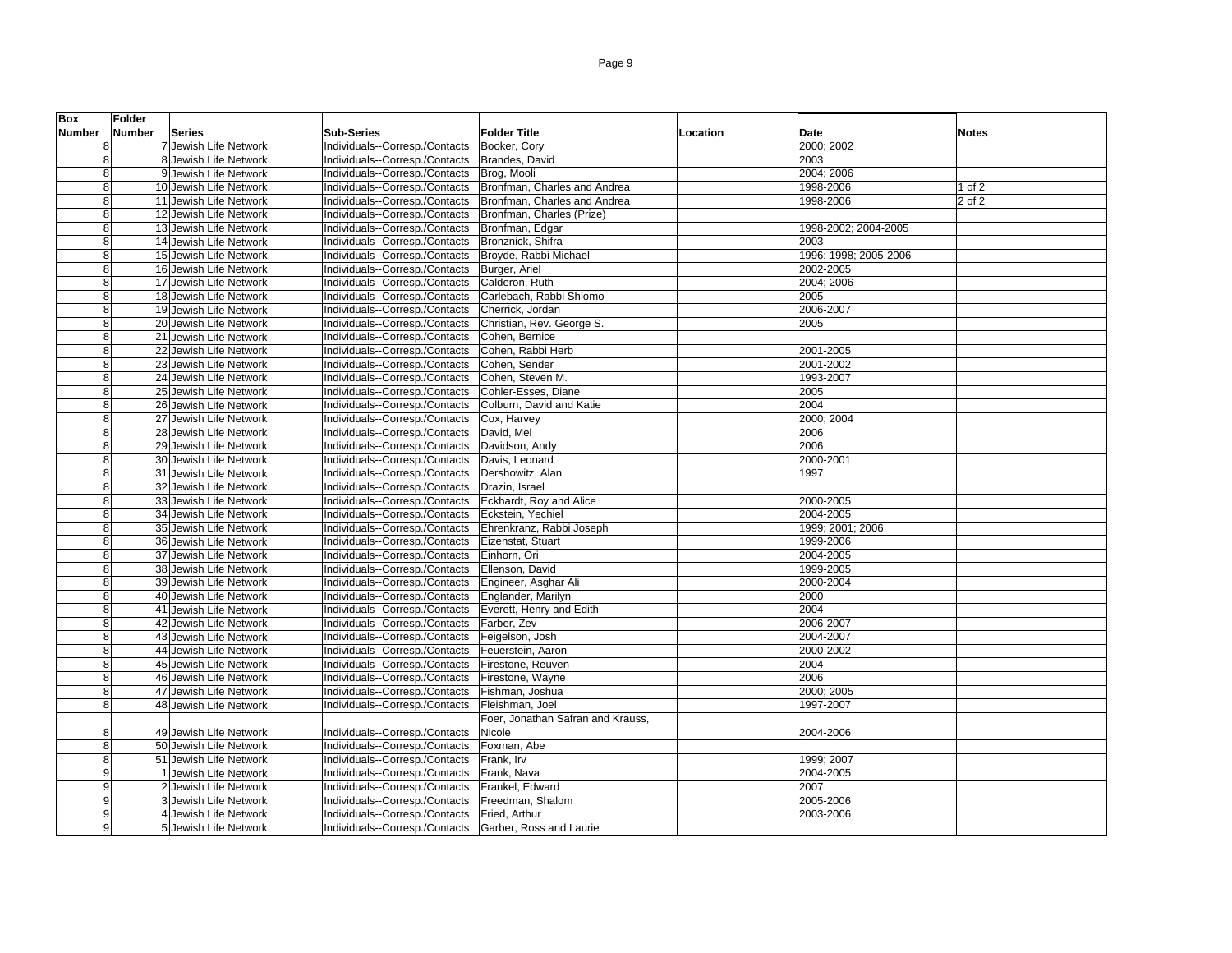| Box Number | Folder Number | Series | Sub-Series | Folder Title | Location | Date | Notes |
|---|---|---|---|---|---|---|---|
| 8 | 7 | Jewish Life Network | Individuals--Corresp./Contacts | Booker, Cory | | 2000; 2002 | |
| 8 | 8 | Jewish Life Network | Individuals--Corresp./Contacts | Brandes, David | | 2003 | |
| 8 | 9 | Jewish Life Network | Individuals--Corresp./Contacts | Brog, Mooli | | 2004; 2006 | |
| 8 | 10 | Jewish Life Network | Individuals--Corresp./Contacts | Bronfman, Charles and Andrea | | 1998-2006 | 1 of 2 |
| 8 | 11 | Jewish Life Network | Individuals--Corresp./Contacts | Bronfman, Charles and Andrea | | 1998-2006 | 2 of 2 |
| 8 | 12 | Jewish Life Network | Individuals--Corresp./Contacts | Bronfman, Charles (Prize) | | | |
| 8 | 13 | Jewish Life Network | Individuals--Corresp./Contacts | Bronfman, Edgar | | 1998-2002; 2004-2005 | |
| 8 | 14 | Jewish Life Network | Individuals--Corresp./Contacts | Bronznick, Shifra | | 2003 | |
| 8 | 15 | Jewish Life Network | Individuals--Corresp./Contacts | Broyde, Rabbi Michael | | 1996; 1998; 2005-2006 | |
| 8 | 16 | Jewish Life Network | Individuals--Corresp./Contacts | Burger, Ariel | | 2002-2005 | |
| 8 | 17 | Jewish Life Network | Individuals--Corresp./Contacts | Calderon, Ruth | | 2004; 2006 | |
| 8 | 18 | Jewish Life Network | Individuals--Corresp./Contacts | Carlebach, Rabbi Shlomo | | 2005 | |
| 8 | 19 | Jewish Life Network | Individuals--Corresp./Contacts | Cherrick, Jordan | | 2006-2007 | |
| 8 | 20 | Jewish Life Network | Individuals--Corresp./Contacts | Christian, Rev. George S. | | 2005 | |
| 8 | 21 | Jewish Life Network | Individuals--Corresp./Contacts | Cohen, Bernice | | | |
| 8 | 22 | Jewish Life Network | Individuals--Corresp./Contacts | Cohen, Rabbi Herb | | 2001-2005 | |
| 8 | 23 | Jewish Life Network | Individuals--Corresp./Contacts | Cohen, Sender | | 2001-2002 | |
| 8 | 24 | Jewish Life Network | Individuals--Corresp./Contacts | Cohen, Steven M. | | 1993-2007 | |
| 8 | 25 | Jewish Life Network | Individuals--Corresp./Contacts | Cohler-Esses, Diane | | 2005 | |
| 8 | 26 | Jewish Life Network | Individuals--Corresp./Contacts | Colburn, David and Katie | | 2004 | |
| 8 | 27 | Jewish Life Network | Individuals--Corresp./Contacts | Cox, Harvey | | 2000; 2004 | |
| 8 | 28 | Jewish Life Network | Individuals--Corresp./Contacts | David, Mel | | 2006 | |
| 8 | 29 | Jewish Life Network | Individuals--Corresp./Contacts | Davidson, Andy | | 2006 | |
| 8 | 30 | Jewish Life Network | Individuals--Corresp./Contacts | Davis, Leonard | | 2000-2001 | |
| 8 | 31 | Jewish Life Network | Individuals--Corresp./Contacts | Dershowitz, Alan | | 1997 | |
| 8 | 32 | Jewish Life Network | Individuals--Corresp./Contacts | Drazin, Israel | | | |
| 8 | 33 | Jewish Life Network | Individuals--Corresp./Contacts | Eckhardt, Roy and Alice | | 2000-2005 | |
| 8 | 34 | Jewish Life Network | Individuals--Corresp./Contacts | Eckstein, Yechiel | | 2004-2005 | |
| 8 | 35 | Jewish Life Network | Individuals--Corresp./Contacts | Ehrenkranz, Rabbi Joseph | | 1999; 2001; 2006 | |
| 8 | 36 | Jewish Life Network | Individuals--Corresp./Contacts | Eizenstat, Stuart | | 1999-2006 | |
| 8 | 37 | Jewish Life Network | Individuals--Corresp./Contacts | Einhorn, Ori | | 2004-2005 | |
| 8 | 38 | Jewish Life Network | Individuals--Corresp./Contacts | Ellenson, David | | 1999-2005 | |
| 8 | 39 | Jewish Life Network | Individuals--Corresp./Contacts | Engineer, Asghar Ali | | 2000-2004 | |
| 8 | 40 | Jewish Life Network | Individuals--Corresp./Contacts | Englander, Marilyn | | 2000 | |
| 8 | 41 | Jewish Life Network | Individuals--Corresp./Contacts | Everett, Henry and Edith | | 2004 | |
| 8 | 42 | Jewish Life Network | Individuals--Corresp./Contacts | Farber, Zev | | 2006-2007 | |
| 8 | 43 | Jewish Life Network | Individuals--Corresp./Contacts | Feigelson, Josh | | 2004-2007 | |
| 8 | 44 | Jewish Life Network | Individuals--Corresp./Contacts | Feuerstein, Aaron | | 2000-2002 | |
| 8 | 45 | Jewish Life Network | Individuals--Corresp./Contacts | Firestone, Reuven | | 2004 | |
| 8 | 46 | Jewish Life Network | Individuals--Corresp./Contacts | Firestone, Wayne | | 2006 | |
| 8 | 47 | Jewish Life Network | Individuals--Corresp./Contacts | Fishman, Joshua | | 2000; 2005 | |
| 8 | 48 | Jewish Life Network | Individuals--Corresp./Contacts | Fleishman, Joel | | 1997-2007 | |
| 8 | 49 | Jewish Life Network | Individuals--Corresp./Contacts | Foer, Jonathan Safran and Krauss, Nicole | | 2004-2006 | |
| 8 | 50 | Jewish Life Network | Individuals--Corresp./Contacts | Foxman, Abe | | | |
| 8 | 51 | Jewish Life Network | Individuals--Corresp./Contacts | Frank, Irv | | 1999; 2007 | |
| 9 | 1 | Jewish Life Network | Individuals--Corresp./Contacts | Frank, Nava | | 2004-2005 | |
| 9 | 2 | Jewish Life Network | Individuals--Corresp./Contacts | Frankel, Edward | | 2007 | |
| 9 | 3 | Jewish Life Network | Individuals--Corresp./Contacts | Freedman, Shalom | | 2005-2006 | |
| 9 | 4 | Jewish Life Network | Individuals--Corresp./Contacts | Fried, Arthur | | 2003-2006 | |
| 9 | 5 | Jewish Life Network | Individuals--Corresp./Contacts | Garber, Ross and Laurie | | | |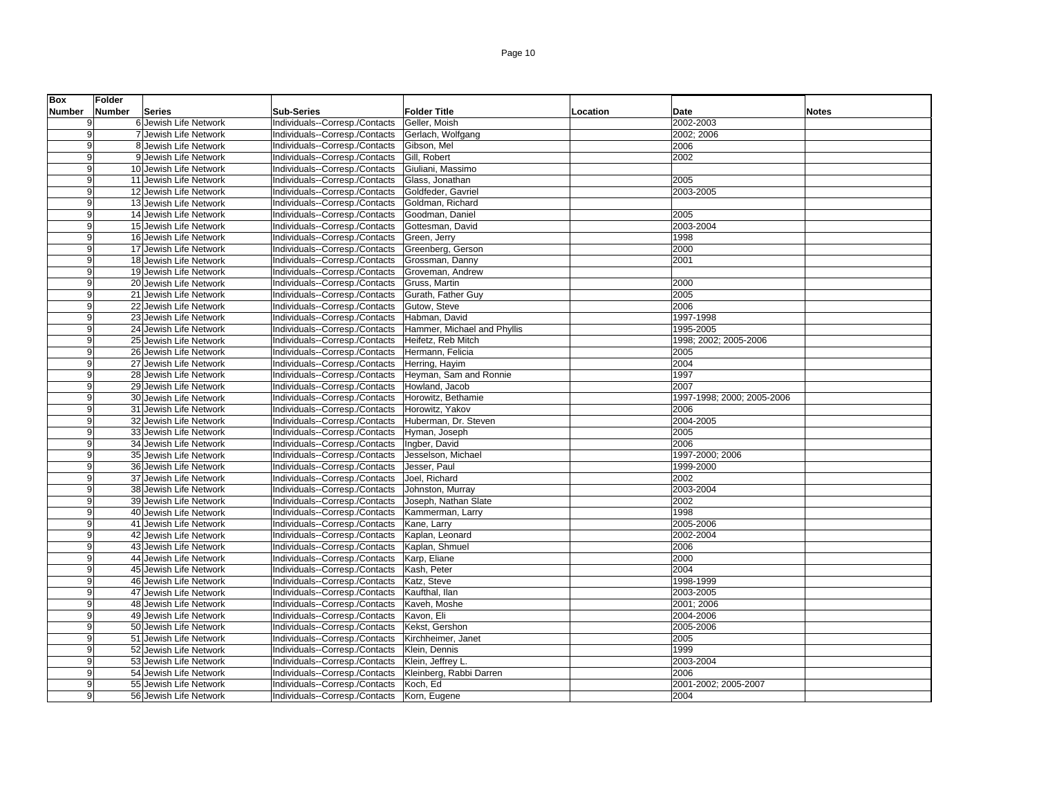| Box Number | Folder Number | Series | Sub-Series | Folder Title | Location | Date | Notes |
|---|---|---|---|---|---|---|---|
| 9 | 6 | Jewish Life Network | Individuals--Corresp./Contacts | Geller, Moish | | 2002-2003 | |
| 9 | 7 | Jewish Life Network | Individuals--Corresp./Contacts | Gerlach, Wolfgang | | 2002; 2006 | |
| 9 | 8 | Jewish Life Network | Individuals--Corresp./Contacts | Gibson, Mel | | 2006 | |
| 9 | 9 | Jewish Life Network | Individuals--Corresp./Contacts | Gill, Robert | | 2002 | |
| 9 | 10 | Jewish Life Network | Individuals--Corresp./Contacts | Giuliani, Massimo | | | |
| 9 | 11 | Jewish Life Network | Individuals--Corresp./Contacts | Glass, Jonathan | | 2005 | |
| 9 | 12 | Jewish Life Network | Individuals--Corresp./Contacts | Goldfeder, Gavriel | | 2003-2005 | |
| 9 | 13 | Jewish Life Network | Individuals--Corresp./Contacts | Goldman, Richard | | | |
| 9 | 14 | Jewish Life Network | Individuals--Corresp./Contacts | Goodman, Daniel | | 2005 | |
| 9 | 15 | Jewish Life Network | Individuals--Corresp./Contacts | Gottesman, David | | 2003-2004 | |
| 9 | 16 | Jewish Life Network | Individuals--Corresp./Contacts | Green, Jerry | | 1998 | |
| 9 | 17 | Jewish Life Network | Individuals--Corresp./Contacts | Greenberg, Gerson | | 2000 | |
| 9 | 18 | Jewish Life Network | Individuals--Corresp./Contacts | Grossman, Danny | | 2001 | |
| 9 | 19 | Jewish Life Network | Individuals--Corresp./Contacts | Groveman, Andrew | | | |
| 9 | 20 | Jewish Life Network | Individuals--Corresp./Contacts | Gruss, Martin | | 2000 | |
| 9 | 21 | Jewish Life Network | Individuals--Corresp./Contacts | Gurath, Father Guy | | 2005 | |
| 9 | 22 | Jewish Life Network | Individuals--Corresp./Contacts | Gutow, Steve | | 2006 | |
| 9 | 23 | Jewish Life Network | Individuals--Corresp./Contacts | Habman, David | | 1997-1998 | |
| 9 | 24 | Jewish Life Network | Individuals--Corresp./Contacts | Hammer, Michael and Phyllis | | 1995-2005 | |
| 9 | 25 | Jewish Life Network | Individuals--Corresp./Contacts | Heifetz, Reb Mitch | | 1998; 2002; 2005-2006 | |
| 9 | 26 | Jewish Life Network | Individuals--Corresp./Contacts | Hermann, Felicia | | 2005 | |
| 9 | 27 | Jewish Life Network | Individuals--Corresp./Contacts | Herring, Hayim | | 2004 | |
| 9 | 28 | Jewish Life Network | Individuals--Corresp./Contacts | Heyman, Sam and Ronnie | | 1997 | |
| 9 | 29 | Jewish Life Network | Individuals--Corresp./Contacts | Howland, Jacob | | 2007 | |
| 9 | 30 | Jewish Life Network | Individuals--Corresp./Contacts | Horowitz, Bethamie | | 1997-1998; 2000; 2005-2006 | |
| 9 | 31 | Jewish Life Network | Individuals--Corresp./Contacts | Horowitz, Yakov | | 2006 | |
| 9 | 32 | Jewish Life Network | Individuals--Corresp./Contacts | Huberman, Dr. Steven | | 2004-2005 | |
| 9 | 33 | Jewish Life Network | Individuals--Corresp./Contacts | Hyman, Joseph | | 2005 | |
| 9 | 34 | Jewish Life Network | Individuals--Corresp./Contacts | Ingber, David | | 2006 | |
| 9 | 35 | Jewish Life Network | Individuals--Corresp./Contacts | Jesselson, Michael | | 1997-2000; 2006 | |
| 9 | 36 | Jewish Life Network | Individuals--Corresp./Contacts | Jesser, Paul | | 1999-2000 | |
| 9 | 37 | Jewish Life Network | Individuals--Corresp./Contacts | Joel, Richard | | 2002 | |
| 9 | 38 | Jewish Life Network | Individuals--Corresp./Contacts | Johnston, Murray | | 2003-2004 | |
| 9 | 39 | Jewish Life Network | Individuals--Corresp./Contacts | Joseph, Nathan Slate | | 2002 | |
| 9 | 40 | Jewish Life Network | Individuals--Corresp./Contacts | Kammerman, Larry | | 1998 | |
| 9 | 41 | Jewish Life Network | Individuals--Corresp./Contacts | Kane, Larry | | 2005-2006 | |
| 9 | 42 | Jewish Life Network | Individuals--Corresp./Contacts | Kaplan, Leonard | | 2002-2004 | |
| 9 | 43 | Jewish Life Network | Individuals--Corresp./Contacts | Kaplan, Shmuel | | 2006 | |
| 9 | 44 | Jewish Life Network | Individuals--Corresp./Contacts | Karp, Eliane | | 2000 | |
| 9 | 45 | Jewish Life Network | Individuals--Corresp./Contacts | Kash, Peter | | 2004 | |
| 9 | 46 | Jewish Life Network | Individuals--Corresp./Contacts | Katz, Steve | | 1998-1999 | |
| 9 | 47 | Jewish Life Network | Individuals--Corresp./Contacts | Kaufthal, Ilan | | 2003-2005 | |
| 9 | 48 | Jewish Life Network | Individuals--Corresp./Contacts | Kaveh, Moshe | | 2001; 2006 | |
| 9 | 49 | Jewish Life Network | Individuals--Corresp./Contacts | Kavon, Eli | | 2004-2006 | |
| 9 | 50 | Jewish Life Network | Individuals--Corresp./Contacts | Kekst, Gershon | | 2005-2006 | |
| 9 | 51 | Jewish Life Network | Individuals--Corresp./Contacts | Kirchheimer, Janet | | 2005 | |
| 9 | 52 | Jewish Life Network | Individuals--Corresp./Contacts | Klein, Dennis | | 1999 | |
| 9 | 53 | Jewish Life Network | Individuals--Corresp./Contacts | Klein, Jeffrey L. | | 2003-2004 | |
| 9 | 54 | Jewish Life Network | Individuals--Corresp./Contacts | Kleinberg, Rabbi Darren | | 2006 | |
| 9 | 55 | Jewish Life Network | Individuals--Corresp./Contacts | Koch, Ed | | 2001-2002; 2005-2007 | |
| 9 | 56 | Jewish Life Network | Individuals--Corresp./Contacts | Korn, Eugene | | 2004 | |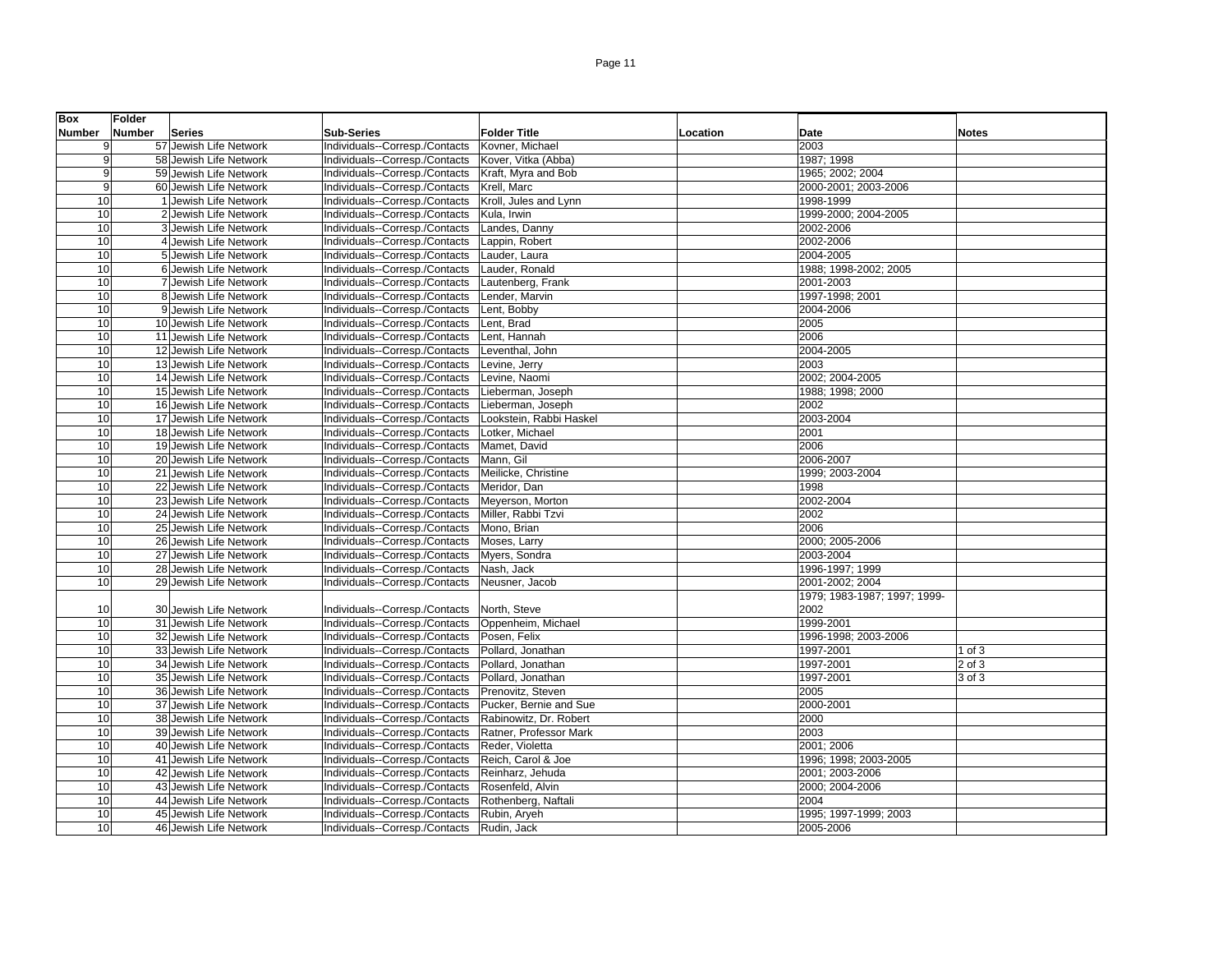| Box Number | Folder Number | Series | Sub-Series | Folder Title | Location | Date | Notes |
|---|---|---|---|---|---|---|---|
| 9 | 57 | Jewish Life Network | Individuals--Corresp./Contacts | Kovner, Michael | | 2003 | |
| 9 | 58 | Jewish Life Network | Individuals--Corresp./Contacts | Kover, Vitka (Abba) | | 1987; 1998 | |
| 9 | 59 | Jewish Life Network | Individuals--Corresp./Contacts | Kraft, Myra and Bob | | 1965; 2002; 2004 | |
| 9 | 60 | Jewish Life Network | Individuals--Corresp./Contacts | Krell, Marc | | 2000-2001; 2003-2006 | |
| 10 | 1 | Jewish Life Network | Individuals--Corresp./Contacts | Kroll, Jules and Lynn | | 1998-1999 | |
| 10 | 2 | Jewish Life Network | Individuals--Corresp./Contacts | Kula, Irwin | | 1999-2000; 2004-2005 | |
| 10 | 3 | Jewish Life Network | Individuals--Corresp./Contacts | Landes, Danny | | 2002-2006 | |
| 10 | 4 | Jewish Life Network | Individuals--Corresp./Contacts | Lappin, Robert | | 2002-2006 | |
| 10 | 5 | Jewish Life Network | Individuals--Corresp./Contacts | Lauder, Laura | | 2004-2005 | |
| 10 | 6 | Jewish Life Network | Individuals--Corresp./Contacts | Lauder, Ronald | | 1988; 1998-2002; 2005 | |
| 10 | 7 | Jewish Life Network | Individuals--Corresp./Contacts | Lautenberg, Frank | | 2001-2003 | |
| 10 | 8 | Jewish Life Network | Individuals--Corresp./Contacts | Lender, Marvin | | 1997-1998; 2001 | |
| 10 | 9 | Jewish Life Network | Individuals--Corresp./Contacts | Lent, Bobby | | 2004-2006 | |
| 10 | 10 | Jewish Life Network | Individuals--Corresp./Contacts | Lent, Brad | | 2005 | |
| 10 | 11 | Jewish Life Network | Individuals--Corresp./Contacts | Lent, Hannah | | 2006 | |
| 10 | 12 | Jewish Life Network | Individuals--Corresp./Contacts | Leventhal, John | | 2004-2005 | |
| 10 | 13 | Jewish Life Network | Individuals--Corresp./Contacts | Levine, Jerry | | 2003 | |
| 10 | 14 | Jewish Life Network | Individuals--Corresp./Contacts | Levine, Naomi | | 2002; 2004-2005 | |
| 10 | 15 | Jewish Life Network | Individuals--Corresp./Contacts | Lieberman, Joseph | | 1988; 1998; 2000 | |
| 10 | 16 | Jewish Life Network | Individuals--Corresp./Contacts | Lieberman, Joseph | | 2002 | |
| 10 | 17 | Jewish Life Network | Individuals--Corresp./Contacts | Lookstein, Rabbi Haskel | | 2003-2004 | |
| 10 | 18 | Jewish Life Network | Individuals--Corresp./Contacts | Lotker, Michael | | 2001 | |
| 10 | 19 | Jewish Life Network | Individuals--Corresp./Contacts | Mamet, David | | 2006 | |
| 10 | 20 | Jewish Life Network | Individuals--Corresp./Contacts | Mann, Gil | | 2006-2007 | |
| 10 | 21 | Jewish Life Network | Individuals--Corresp./Contacts | Meilicke, Christine | | 1999; 2003-2004 | |
| 10 | 22 | Jewish Life Network | Individuals--Corresp./Contacts | Meridor, Dan | | 1998 | |
| 10 | 23 | Jewish Life Network | Individuals--Corresp./Contacts | Meyerson, Morton | | 2002-2004 | |
| 10 | 24 | Jewish Life Network | Individuals--Corresp./Contacts | Miller, Rabbi Tzvi | | 2002 | |
| 10 | 25 | Jewish Life Network | Individuals--Corresp./Contacts | Mono, Brian | | 2006 | |
| 10 | 26 | Jewish Life Network | Individuals--Corresp./Contacts | Moses, Larry | | 2000; 2005-2006 | |
| 10 | 27 | Jewish Life Network | Individuals--Corresp./Contacts | Myers, Sondra | | 2003-2004 | |
| 10 | 28 | Jewish Life Network | Individuals--Corresp./Contacts | Nash, Jack | | 1996-1997; 1999 | |
| 10 | 29 | Jewish Life Network | Individuals--Corresp./Contacts | Neusner, Jacob | | 2001-2002; 2004 | |
| 10 | 30 | Jewish Life Network | Individuals--Corresp./Contacts | North, Steve | | 1979; 1983-1987; 1997; 1999-2002 | |
| 10 | 31 | Jewish Life Network | Individuals--Corresp./Contacts | Oppenheim, Michael | | 1999-2001 | |
| 10 | 32 | Jewish Life Network | Individuals--Corresp./Contacts | Posen, Felix | | 1996-1998; 2003-2006 | |
| 10 | 33 | Jewish Life Network | Individuals--Corresp./Contacts | Pollard, Jonathan | | 1997-2001 | 1 of 3 |
| 10 | 34 | Jewish Life Network | Individuals--Corresp./Contacts | Pollard, Jonathan | | 1997-2001 | 2 of 3 |
| 10 | 35 | Jewish Life Network | Individuals--Corresp./Contacts | Pollard, Jonathan | | 1997-2001 | 3 of 3 |
| 10 | 36 | Jewish Life Network | Individuals--Corresp./Contacts | Prenovitz, Steven | | 2005 | |
| 10 | 37 | Jewish Life Network | Individuals--Corresp./Contacts | Pucker, Bernie and Sue | | 2000-2001 | |
| 10 | 38 | Jewish Life Network | Individuals--Corresp./Contacts | Rabinowitz, Dr. Robert | | 2000 | |
| 10 | 39 | Jewish Life Network | Individuals--Corresp./Contacts | Ratner, Professor Mark | | 2003 | |
| 10 | 40 | Jewish Life Network | Individuals--Corresp./Contacts | Reder, Violetta | | 2001; 2006 | |
| 10 | 41 | Jewish Life Network | Individuals--Corresp./Contacts | Reich, Carol & Joe | | 1996; 1998; 2003-2005 | |
| 10 | 42 | Jewish Life Network | Individuals--Corresp./Contacts | Reinharz, Jehuda | | 2001; 2003-2006 | |
| 10 | 43 | Jewish Life Network | Individuals--Corresp./Contacts | Rosenfeld, Alvin | | 2000; 2004-2006 | |
| 10 | 44 | Jewish Life Network | Individuals--Corresp./Contacts | Rothenberg, Naftali | | 2004 | |
| 10 | 45 | Jewish Life Network | Individuals--Corresp./Contacts | Rubin, Aryeh | | 1995; 1997-1999; 2003 | |
| 10 | 46 | Jewish Life Network | Individuals--Corresp./Contacts | Rudin, Jack | | 2005-2006 | |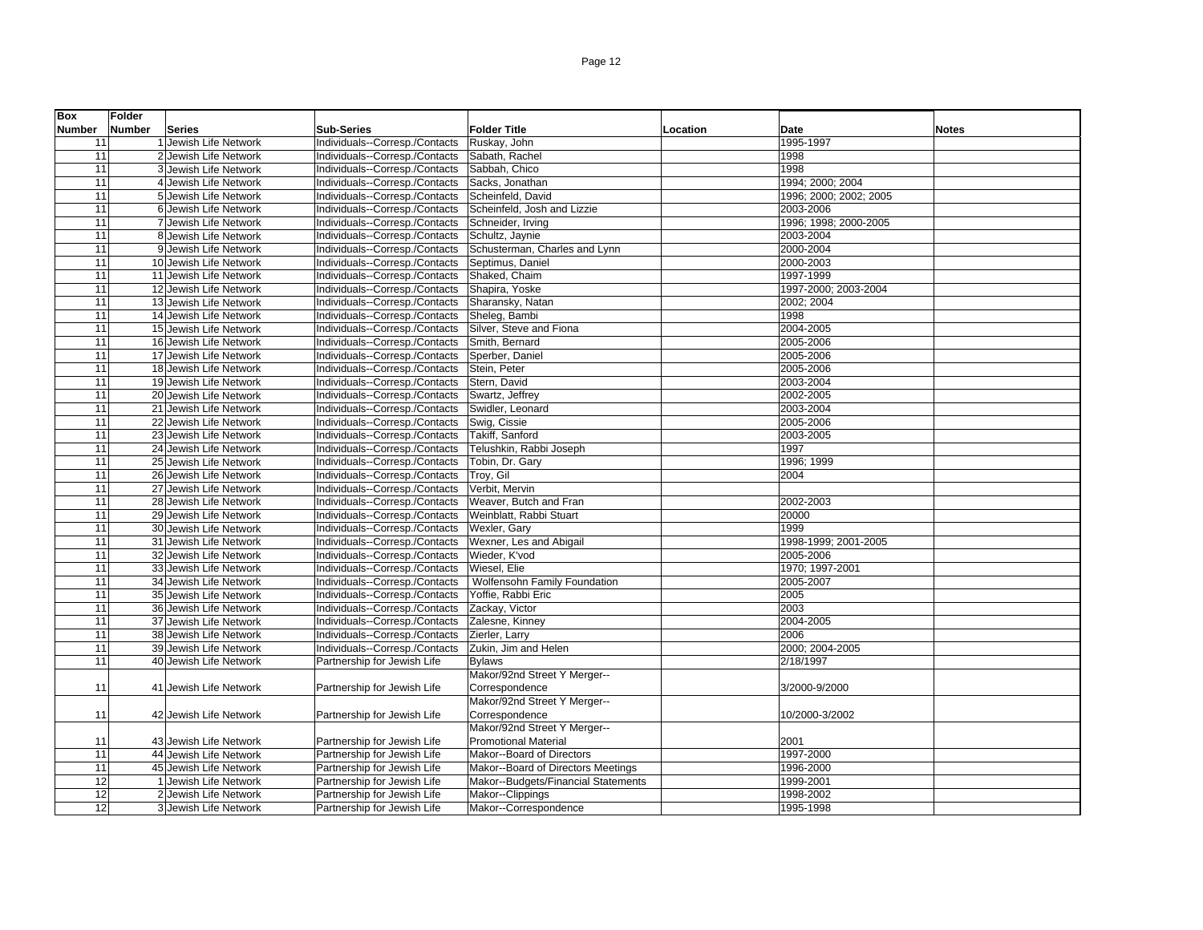| Box Number | Folder Number | Series | Sub-Series | Folder Title | Location | Date | Notes |
|---|---|---|---|---|---|---|---|
| 11 | 1 | Jewish Life Network | Individuals--Corresp./Contacts | Ruskay, John | | 1995-1997 | |
| 11 | 2 | Jewish Life Network | Individuals--Corresp./Contacts | Sabath, Rachel | | 1998 | |
| 11 | 3 | Jewish Life Network | Individuals--Corresp./Contacts | Sabbah, Chico | | 1998 | |
| 11 | 4 | Jewish Life Network | Individuals--Corresp./Contacts | Sacks, Jonathan | | 1994; 2000; 2004 | |
| 11 | 5 | Jewish Life Network | Individuals--Corresp./Contacts | Scheinfeld, David | | 1996; 2000; 2002; 2005 | |
| 11 | 6 | Jewish Life Network | Individuals--Corresp./Contacts | Scheinfeld, Josh and Lizzie | | 2003-2006 | |
| 11 | 7 | Jewish Life Network | Individuals--Corresp./Contacts | Schneider, Irving | | 1996; 1998; 2000-2005 | |
| 11 | 8 | Jewish Life Network | Individuals--Corresp./Contacts | Schultz, Jaynie | | 2003-2004 | |
| 11 | 9 | Jewish Life Network | Individuals--Corresp./Contacts | Schusterman, Charles and Lynn | | 2000-2004 | |
| 11 | 10 | Jewish Life Network | Individuals--Corresp./Contacts | Septimus, Daniel | | 2000-2003 | |
| 11 | 11 | Jewish Life Network | Individuals--Corresp./Contacts | Shaked, Chaim | | 1997-1999 | |
| 11 | 12 | Jewish Life Network | Individuals--Corresp./Contacts | Shapira, Yoske | | 1997-2000; 2003-2004 | |
| 11 | 13 | Jewish Life Network | Individuals--Corresp./Contacts | Sharansky, Natan | | 2002; 2004 | |
| 11 | 14 | Jewish Life Network | Individuals--Corresp./Contacts | Sheleg, Bambi | | 1998 | |
| 11 | 15 | Jewish Life Network | Individuals--Corresp./Contacts | Silver, Steve and Fiona | | 2004-2005 | |
| 11 | 16 | Jewish Life Network | Individuals--Corresp./Contacts | Smith, Bernard | | 2005-2006 | |
| 11 | 17 | Jewish Life Network | Individuals--Corresp./Contacts | Sperber, Daniel | | 2005-2006 | |
| 11 | 18 | Jewish Life Network | Individuals--Corresp./Contacts | Stein, Peter | | 2005-2006 | |
| 11 | 19 | Jewish Life Network | Individuals--Corresp./Contacts | Stern, David | | 2003-2004 | |
| 11 | 20 | Jewish Life Network | Individuals--Corresp./Contacts | Swartz, Jeffrey | | 2002-2005 | |
| 11 | 21 | Jewish Life Network | Individuals--Corresp./Contacts | Swidler, Leonard | | 2003-2004 | |
| 11 | 22 | Jewish Life Network | Individuals--Corresp./Contacts | Swig, Cissie | | 2005-2006 | |
| 11 | 23 | Jewish Life Network | Individuals--Corresp./Contacts | Takiff, Sanford | | 2003-2005 | |
| 11 | 24 | Jewish Life Network | Individuals--Corresp./Contacts | Telushkin, Rabbi Joseph | | 1997 | |
| 11 | 25 | Jewish Life Network | Individuals--Corresp./Contacts | Tobin, Dr. Gary | | 1996; 1999 | |
| 11 | 26 | Jewish Life Network | Individuals--Corresp./Contacts | Troy, Gil | | 2004 | |
| 11 | 27 | Jewish Life Network | Individuals--Corresp./Contacts | Verbit, Mervin | | | |
| 11 | 28 | Jewish Life Network | Individuals--Corresp./Contacts | Weaver, Butch and Fran | | 2002-2003 | |
| 11 | 29 | Jewish Life Network | Individuals--Corresp./Contacts | Weinblatt, Rabbi Stuart | | 20000 | |
| 11 | 30 | Jewish Life Network | Individuals--Corresp./Contacts | Wexler, Gary | | 1999 | |
| 11 | 31 | Jewish Life Network | Individuals--Corresp./Contacts | Wexner, Les and Abigail | | 1998-1999; 2001-2005 | |
| 11 | 32 | Jewish Life Network | Individuals--Corresp./Contacts | Wieder, K'vod | | 2005-2006 | |
| 11 | 33 | Jewish Life Network | Individuals--Corresp./Contacts | Wiesel, Elie | | 1970; 1997-2001 | |
| 11 | 34 | Jewish Life Network | Individuals--Corresp./Contacts | Wolfensohn Family Foundation | | 2005-2007 | |
| 11 | 35 | Jewish Life Network | Individuals--Corresp./Contacts | Yoffie, Rabbi Eric | | 2005 | |
| 11 | 36 | Jewish Life Network | Individuals--Corresp./Contacts | Zackay, Victor | | 2003 | |
| 11 | 37 | Jewish Life Network | Individuals--Corresp./Contacts | Zalesne, Kinney | | 2004-2005 | |
| 11 | 38 | Jewish Life Network | Individuals--Corresp./Contacts | Zierler, Larry | | 2006 | |
| 11 | 39 | Jewish Life Network | Individuals--Corresp./Contacts | Zukin, Jim and Helen | | 2000; 2004-2005 | |
| 11 | 40 | Jewish Life Network | Partnership for Jewish Life | Bylaws | | 2/18/1997 | |
| 11 | 41 | Jewish Life Network | Partnership for Jewish Life | Makor/92nd Street Y Merger--Correspondence | | 3/2000-9/2000 | |
| 11 | 42 | Jewish Life Network | Partnership for Jewish Life | Makor/92nd Street Y Merger--Correspondence | | 10/2000-3/2002 | |
| 11 | 43 | Jewish Life Network | Partnership for Jewish Life | Makor/92nd Street Y Merger--Promotional Material | | 2001 | |
| 11 | 44 | Jewish Life Network | Partnership for Jewish Life | Makor--Board of Directors | | 1997-2000 | |
| 11 | 45 | Jewish Life Network | Partnership for Jewish Life | Makor--Board of Directors Meetings | | 1996-2000 | |
| 12 | 1 | Jewish Life Network | Partnership for Jewish Life | Makor--Budgets/Financial Statements | | 1999-2001 | |
| 12 | 2 | Jewish Life Network | Partnership for Jewish Life | Makor--Clippings | | 1998-2002 | |
| 12 | 3 | Jewish Life Network | Partnership for Jewish Life | Makor--Correspondence | | 1995-1998 | |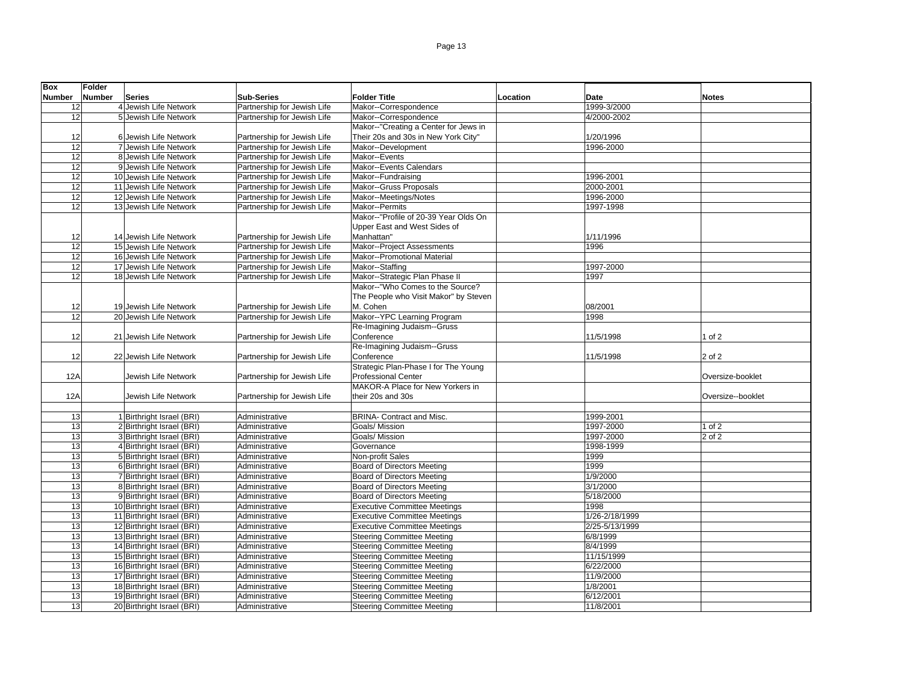| Box Number | Folder Number | Series | Sub-Series | Folder Title | Location | Date | Notes |
|---|---|---|---|---|---|---|---|
| 12 | 4 | Jewish Life Network | Partnership for Jewish Life | Makor--Correspondence | | 1999-3/2000 | |
| 12 | 5 | Jewish Life Network | Partnership for Jewish Life | Makor--Correspondence | | 4/2000-2002 | |
| 12 | 6 | Jewish Life Network | Partnership for Jewish Life | Makor--"Creating a Center for Jews in Their 20s and 30s in New York City" | | 1/20/1996 | |
| 12 | 7 | Jewish Life Network | Partnership for Jewish Life | Makor--Development | | 1996-2000 | |
| 12 | 8 | Jewish Life Network | Partnership for Jewish Life | Makor--Events | | | |
| 12 | 9 | Jewish Life Network | Partnership for Jewish Life | Makor--Events Calendars | | | |
| 12 | 10 | Jewish Life Network | Partnership for Jewish Life | Makor--Fundraising | | 1996-2001 | |
| 12 | 11 | Jewish Life Network | Partnership for Jewish Life | Makor--Gruss Proposals | | 2000-2001 | |
| 12 | 12 | Jewish Life Network | Partnership for Jewish Life | Makor--Meetings/Notes | | 1996-2000 | |
| 12 | 13 | Jewish Life Network | Partnership for Jewish Life | Makor--Permits | | 1997-1998 | |
| 12 | 14 | Jewish Life Network | Partnership for Jewish Life | Makor--"Profile of 20-39 Year Olds On Upper East and West Sides of Manhattan" | | 1/11/1996 | |
| 12 | 15 | Jewish Life Network | Partnership for Jewish Life | Makor--Project Assessments | | 1996 | |
| 12 | 16 | Jewish Life Network | Partnership for Jewish Life | Makor--Promotional Material | | | |
| 12 | 17 | Jewish Life Network | Partnership for Jewish Life | Makor--Staffing | | 1997-2000 | |
| 12 | 18 | Jewish Life Network | Partnership for Jewish Life | Makor--Strategic Plan Phase II | | 1997 | |
| 12 | 19 | Jewish Life Network | Partnership for Jewish Life | Makor--"Who Comes to the Source? The People who Visit Makor" by Steven M. Cohen | | 08/2001 | |
| 12 | 20 | Jewish Life Network | Partnership for Jewish Life | Makor--YPC Learning Program | | 1998 | |
| 12 | 21 | Jewish Life Network | Partnership for Jewish Life | Re-Imagining Judaism--Gruss Conference | | 11/5/1998 | 1 of 2 |
| 12 | 22 | Jewish Life Network | Partnership for Jewish Life | Re-Imagining Judaism--Gruss Conference | | 11/5/1998 | 2 of 2 |
| 12A | | Jewish Life Network | Partnership for Jewish Life | Strategic Plan-Phase I for The Young Professional Center | | | Oversize-booklet |
| 12A | | Jewish Life Network | Partnership for Jewish Life | MAKOR-A Place for New Yorkers in their 20s and 30s | | | Oversize--booklet |
| | | | | | | | |
| 13 | 1 | Birthright Israel (BRI) | Administrative | BRINA- Contract and Misc. | | 1999-2001 | |
| 13 | 2 | Birthright Israel (BRI) | Administrative | Goals/ Mission | | 1997-2000 | 1 of 2 |
| 13 | 3 | Birthright Israel (BRI) | Administrative | Goals/ Mission | | 1997-2000 | 2 of 2 |
| 13 | 4 | Birthright Israel (BRI) | Administrative | Governance | | 1998-1999 | |
| 13 | 5 | Birthright Israel (BRI) | Administrative | Non-profit Sales | | 1999 | |
| 13 | 6 | Birthright Israel (BRI) | Administrative | Board of Directors Meeting | | 1999 | |
| 13 | 7 | Birthright Israel (BRI) | Administrative | Board of Directors Meeting | | 1/9/2000 | |
| 13 | 8 | Birthright Israel (BRI) | Administrative | Board of Directors Meeting | | 3/1/2000 | |
| 13 | 9 | Birthright Israel (BRI) | Administrative | Board of Directors Meeting | | 5/18/2000 | |
| 13 | 10 | Birthright Israel (BRI) | Administrative | Executive Committee Meetings | | 1998 | |
| 13 | 11 | Birthright Israel (BRI) | Administrative | Executive Committee Meetings | | 1/26-2/18/1999 | |
| 13 | 12 | Birthright Israel (BRI) | Administrative | Executive Committee Meetings | | 2/25-5/13/1999 | |
| 13 | 13 | Birthright Israel (BRI) | Administrative | Steering Committee Meeting | | 6/8/1999 | |
| 13 | 14 | Birthright Israel (BRI) | Administrative | Steering Committee Meeting | | 8/4/1999 | |
| 13 | 15 | Birthright Israel (BRI) | Administrative | Steering Committee Meeting | | 11/15/1999 | |
| 13 | 16 | Birthright Israel (BRI) | Administrative | Steering Committee Meeting | | 6/22/2000 | |
| 13 | 17 | Birthright Israel (BRI) | Administrative | Steering Committee Meeting | | 11/9/2000 | |
| 13 | 18 | Birthright Israel (BRI) | Administrative | Steering Committee Meeting | | 1/8/2001 | |
| 13 | 19 | Birthright Israel (BRI) | Administrative | Steering Committee Meeting | | 6/12/2001 | |
| 13 | 20 | Birthright Israel (BRI) | Administrative | Steering Committee Meeting | | 11/8/2001 | |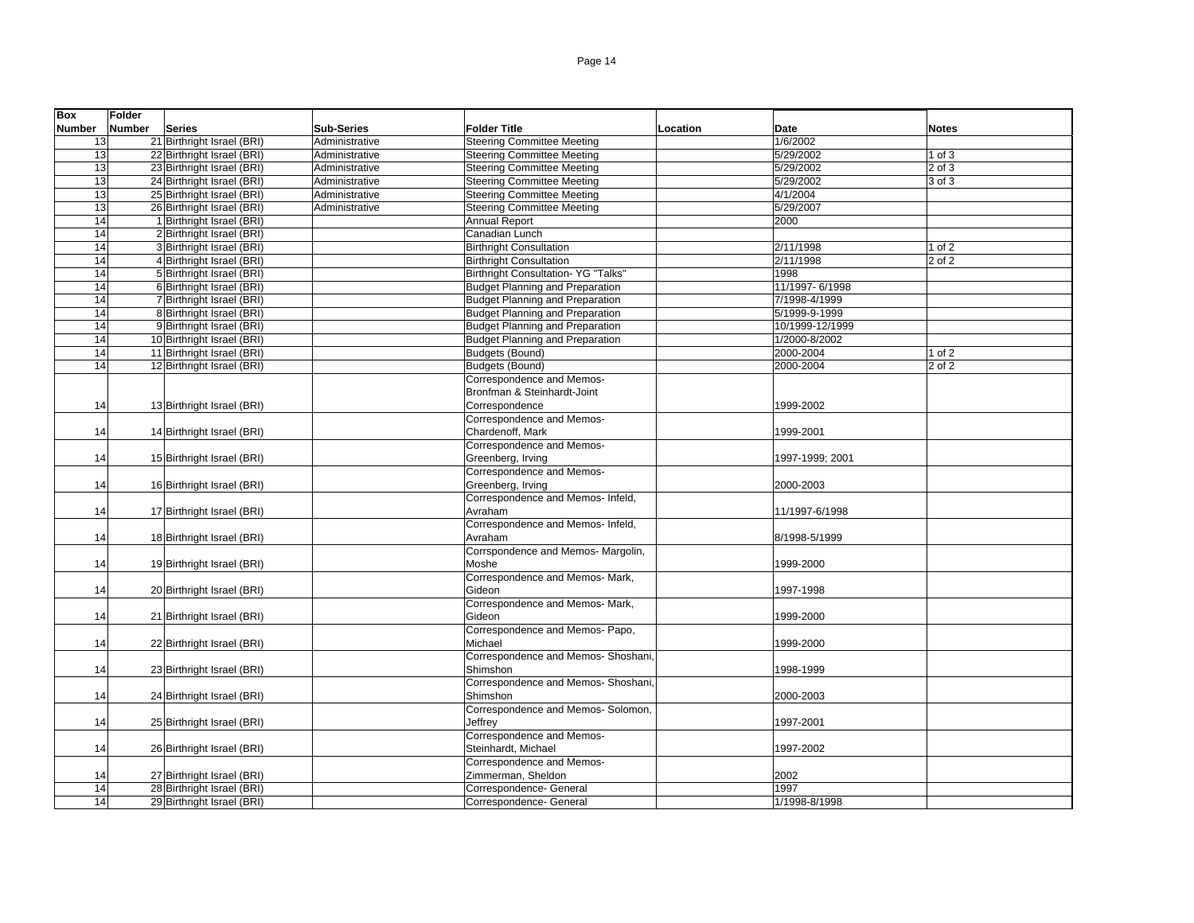| Box Number | Folder Number | Series | Sub-Series | Folder Title | Location | Date | Notes |
|---|---|---|---|---|---|---|---|
| 13 | 21 | Birthright Israel (BRI) | Administrative | Steering Committee Meeting | | 1/6/2002 | |
| 13 | 22 | Birthright Israel (BRI) | Administrative | Steering Committee Meeting | | 5/29/2002 | 1 of 3 |
| 13 | 23 | Birthright Israel (BRI) | Administrative | Steering Committee Meeting | | 5/29/2002 | 2 of 3 |
| 13 | 24 | Birthright Israel (BRI) | Administrative | Steering Committee Meeting | | 5/29/2002 | 3 of 3 |
| 13 | 25 | Birthright Israel (BRI) | Administrative | Steering Committee Meeting | | 4/1/2004 | |
| 13 | 26 | Birthright Israel (BRI) | Administrative | Steering Committee Meeting | | 5/29/2007 | |
| 14 | 1 | Birthright Israel (BRI) | | Annual Report | | 2000 | |
| 14 | 2 | Birthright Israel (BRI) | | Canadian Lunch | | | |
| 14 | 3 | Birthright Israel (BRI) | | Birthright Consultation | | 2/11/1998 | 1 of 2 |
| 14 | 4 | Birthright Israel (BRI) | | Birthright Consultation | | 2/11/1998 | 2 of 2 |
| 14 | 5 | Birthright Israel (BRI) | | Birthright Consultation- YG "Talks" | | 1998 | |
| 14 | 6 | Birthright Israel (BRI) | | Budget Planning and Preparation | | 11/1997- 6/1998 | |
| 14 | 7 | Birthright Israel (BRI) | | Budget Planning and Preparation | | 7/1998-4/1999 | |
| 14 | 8 | Birthright Israel (BRI) | | Budget Planning and Preparation | | 5/1999-9-1999 | |
| 14 | 9 | Birthright Israel (BRI) | | Budget Planning and Preparation | | 10/1999-12/1999 | |
| 14 | 10 | Birthright Israel (BRI) | | Budget Planning and Preparation | | 1/2000-8/2002 | |
| 14 | 11 | Birthright Israel (BRI) | | Budgets (Bound) | | 2000-2004 | 1 of 2 |
| 14 | 12 | Birthright Israel (BRI) | | Budgets (Bound) | | 2000-2004 | 2 of 2 |
| 14 | 13 | Birthright Israel (BRI) | | Correspondence and Memos- Bronfman & Steinhardt-Joint Correspondence | | 1999-2002 | |
| 14 | 14 | Birthright Israel (BRI) | | Correspondence and Memos- Chardenoff, Mark | | 1999-2001 | |
| 14 | 15 | Birthright Israel (BRI) | | Correspondence and Memos- Greenberg, Irving | | 1997-1999; 2001 | |
| 14 | 16 | Birthright Israel (BRI) | | Correspondence and Memos- Greenberg, Irving | | 2000-2003 | |
| 14 | 17 | Birthright Israel (BRI) | | Correspondence and Memos- Infeld, Avraham | | 11/1997-6/1998 | |
| 14 | 18 | Birthright Israel (BRI) | | Correspondence and Memos- Infeld, Avraham | | 8/1998-5/1999 | |
| 14 | 19 | Birthright Israel (BRI) | | Corrspondence and Memos- Margolin, Moshe | | 1999-2000 | |
| 14 | 20 | Birthright Israel (BRI) | | Correspondence and Memos- Mark, Gideon | | 1997-1998 | |
| 14 | 21 | Birthright Israel (BRI) | | Correspondence and Memos- Mark, Gideon | | 1999-2000 | |
| 14 | 22 | Birthright Israel (BRI) | | Correspondence and Memos- Papo, Michael | | 1999-2000 | |
| 14 | 23 | Birthright Israel (BRI) | | Correspondence and Memos- Shoshani, Shimshon | | 1998-1999 | |
| 14 | 24 | Birthright Israel (BRI) | | Correspondence and Memos- Shoshani, Shimshon | | 2000-2003 | |
| 14 | 25 | Birthright Israel (BRI) | | Correspondence and Memos- Solomon, Jeffrey | | 1997-2001 | |
| 14 | 26 | Birthright Israel (BRI) | | Correspondence and Memos- Steinhardt, Michael | | 1997-2002 | |
| 14 | 27 | Birthright Israel (BRI) | | Correspondence and Memos- Zimmerman, Sheldon | | 2002 | |
| 14 | 28 | Birthright Israel (BRI) | | Correspondence- General | | 1997 | |
| 14 | 29 | Birthright Israel (BRI) | | Correspondence- General | | 1/1998-8/1998 | |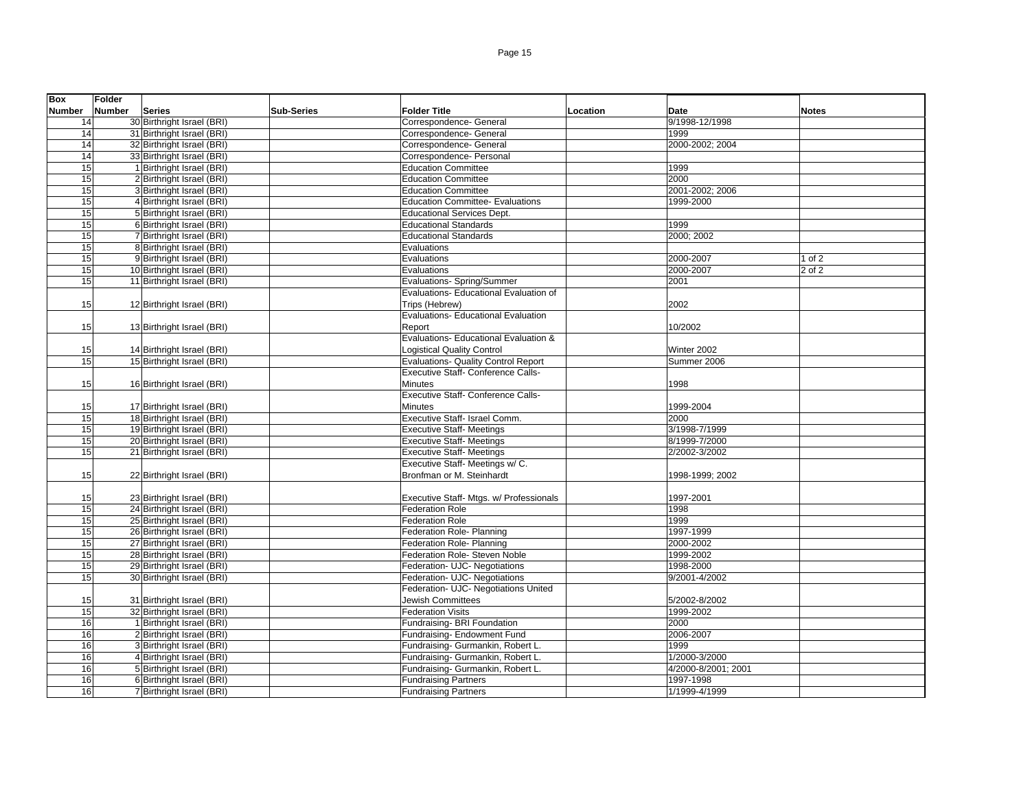| Box Number | Folder Number | Series | Sub-Series | Folder Title | Location | Date | Notes |
|---|---|---|---|---|---|---|---|
| 14 | 30 | Birthright Israel (BRI) | | Correspondence- General | | 9/1998-12/1998 | |
| 14 | 31 | Birthright Israel (BRI) | | Correspondence- General | | 1999 | |
| 14 | 32 | Birthright Israel (BRI) | | Correspondence- General | | 2000-2002; 2004 | |
| 14 | 33 | Birthright Israel (BRI) | | Correspondence- Personal | | | |
| 15 | 1 | Birthright Israel (BRI) | | Education Committee | | 1999 | |
| 15 | 2 | Birthright Israel (BRI) | | Education Committee | | 2000 | |
| 15 | 3 | Birthright Israel (BRI) | | Education Committee | | 2001-2002; 2006 | |
| 15 | 4 | Birthright Israel (BRI) | | Education Committee- Evaluations | | 1999-2000 | |
| 15 | 5 | Birthright Israel (BRI) | | Educational Services Dept. | | | |
| 15 | 6 | Birthright Israel (BRI) | | Educational Standards | | 1999 | |
| 15 | 7 | Birthright Israel (BRI) | | Educational Standards | | 2000; 2002 | |
| 15 | 8 | Birthright Israel (BRI) | | Evaluations | | | |
| 15 | 9 | Birthright Israel (BRI) | | Evaluations | | 2000-2007 | 1 of 2 |
| 15 | 10 | Birthright Israel (BRI) | | Evaluations | | 2000-2007 | 2 of 2 |
| 15 | 11 | Birthright Israel (BRI) | | Evaluations- Spring/Summer | | 2001 | |
| 15 | 12 | Birthright Israel (BRI) | | Evaluations- Educational Evaluation of Trips (Hebrew) | | 2002 | |
| 15 | 13 | Birthright Israel (BRI) | | Evaluations- Educational Evaluation Report | | 10/2002 | |
| 15 | 14 | Birthright Israel (BRI) | | Evaluations- Educational Evaluation & Logistical Quality Control | | Winter 2002 | |
| 15 | 15 | Birthright Israel (BRI) | | Evaluations- Quality Control Report | | Summer 2006 | |
| 15 | 16 | Birthright Israel (BRI) | | Executive Staff- Conference Calls- Minutes | | 1998 | |
| 15 | 17 | Birthright Israel (BRI) | | Executive Staff- Conference Calls- Minutes | | 1999-2004 | |
| 15 | 18 | Birthright Israel (BRI) | | Executive Staff- Israel Comm. | | 2000 | |
| 15 | 19 | Birthright Israel (BRI) | | Executive Staff- Meetings | | 3/1998-7/1999 | |
| 15 | 20 | Birthright Israel (BRI) | | Executive Staff- Meetings | | 8/1999-7/2000 | |
| 15 | 21 | Birthright Israel (BRI) | | Executive Staff- Meetings | | 2/2002-3/2002 | |
| 15 | 22 | Birthright Israel (BRI) | | Executive Staff- Meetings w/ C. Bronfman or M. Steinhardt | | 1998-1999; 2002 | |
| 15 | 23 | Birthright Israel (BRI) | | Executive Staff- Mtgs. w/ Professionals | | 1997-2001 | |
| 15 | 24 | Birthright Israel (BRI) | | Federation Role | | 1998 | |
| 15 | 25 | Birthright Israel (BRI) | | Federation Role | | 1999 | |
| 15 | 26 | Birthright Israel (BRI) | | Federation Role- Planning | | 1997-1999 | |
| 15 | 27 | Birthright Israel (BRI) | | Federation Role- Planning | | 2000-2002 | |
| 15 | 28 | Birthright Israel (BRI) | | Federation Role- Steven Noble | | 1999-2002 | |
| 15 | 29 | Birthright Israel (BRI) | | Federation- UJC- Negotiations | | 1998-2000 | |
| 15 | 30 | Birthright Israel (BRI) | | Federation- UJC- Negotiations | | 9/2001-4/2002 | |
| 15 | 31 | Birthright Israel (BRI) | | Federation- UJC- Negotiations United Jewish Committees | | 5/2002-8/2002 | |
| 15 | 32 | Birthright Israel (BRI) | | Federation Visits | | 1999-2002 | |
| 16 | 1 | Birthright Israel (BRI) | | Fundraising- BRI Foundation | | 2000 | |
| 16 | 2 | Birthright Israel (BRI) | | Fundraising- Endowment Fund | | 2006-2007 | |
| 16 | 3 | Birthright Israel (BRI) | | Fundraising- Gurmankin, Robert L. | | 1999 | |
| 16 | 4 | Birthright Israel (BRI) | | Fundraising- Gurmankin, Robert L. | | 1/2000-3/2000 | |
| 16 | 5 | Birthright Israel (BRI) | | Fundraising- Gurmankin, Robert L. | | 4/2000-8/2001; 2001 | |
| 16 | 6 | Birthright Israel (BRI) | | Fundraising Partners | | 1997-1998 | |
| 16 | 7 | Birthright Israel (BRI) | | Fundraising Partners | | 1/1999-4/1999 | |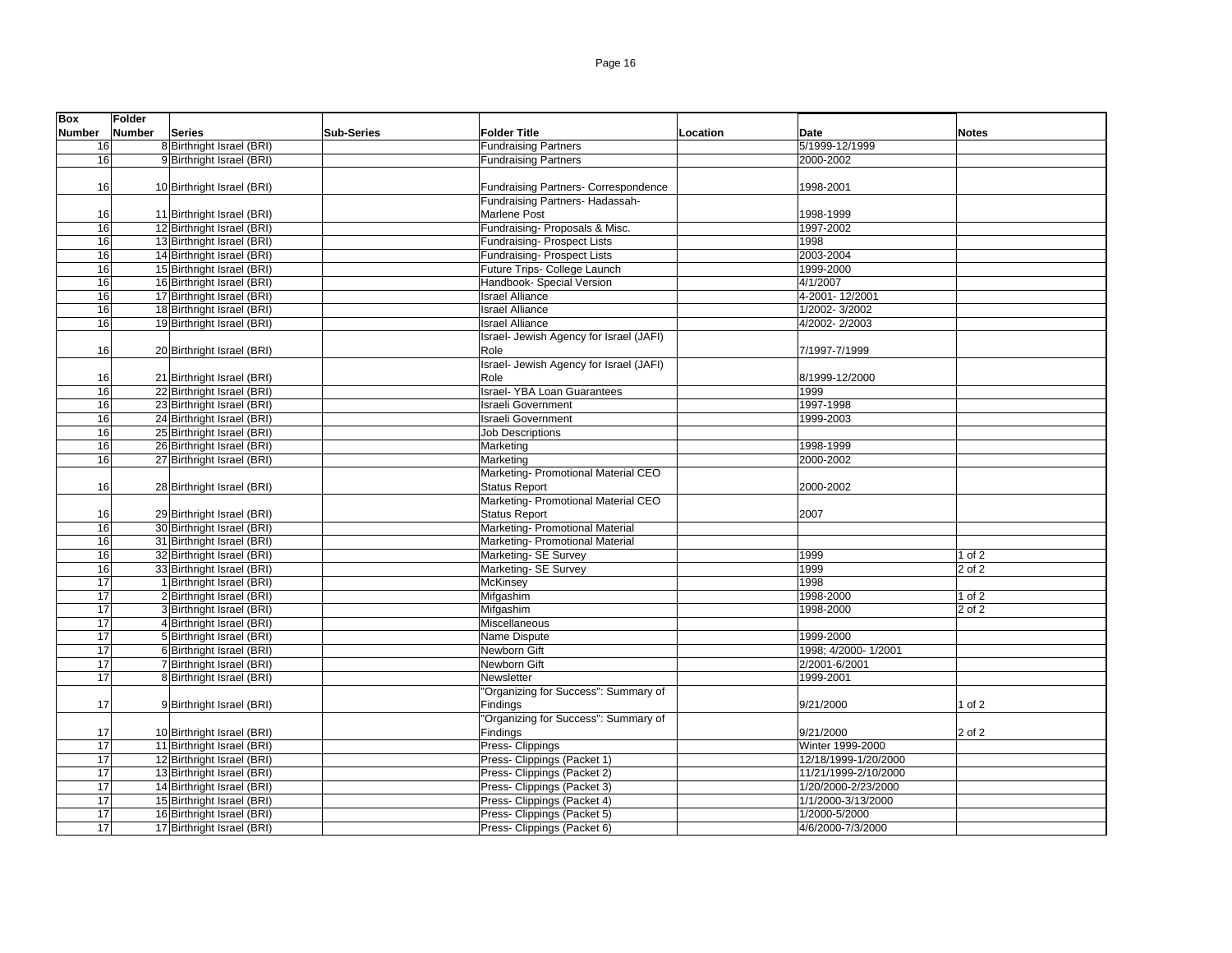| Box Number | Folder Number | Series | Sub-Series | Folder Title | Location | Date | Notes |
|---|---|---|---|---|---|---|---|
| 16 | 8 | Birthright Israel (BRI) | | Fundraising Partners | | 5/1999-12/1999 | |
| 16 | 9 | Birthright Israel (BRI) | | Fundraising Partners | | 2000-2002 | |
| 16 | 10 | Birthright Israel (BRI) | | Fundraising Partners- Correspondence | | 1998-2001 | |
| 16 | 11 | Birthright Israel (BRI) | | Fundraising Partners- Hadassah- Marlene Post | | 1998-1999 | |
| 16 | 12 | Birthright Israel (BRI) | | Fundraising- Proposals & Misc. | | 1997-2002 | |
| 16 | 13 | Birthright Israel (BRI) | | Fundraising- Prospect Lists | | 1998 | |
| 16 | 14 | Birthright Israel (BRI) | | Fundraising- Prospect Lists | | 2003-2004 | |
| 16 | 15 | Birthright Israel (BRI) | | Future Trips- College Launch | | 1999-2000 | |
| 16 | 16 | Birthright Israel (BRI) | | Handbook- Special Version | | 4/1/2007 | |
| 16 | 17 | Birthright Israel (BRI) | | Israel Alliance | | 4-2001- 12/2001 | |
| 16 | 18 | Birthright Israel (BRI) | | Israel Alliance | | 1/2002- 3/2002 | |
| 16 | 19 | Birthright Israel (BRI) | | Israel Alliance | | 4/2002- 2/2003 | |
| 16 | 20 | Birthright Israel (BRI) | | Israel- Jewish Agency for Israel (JAFI) Role | | 7/1997-7/1999 | |
| 16 | 21 | Birthright Israel (BRI) | | Israel- Jewish Agency for Israel (JAFI) Role | | 8/1999-12/2000 | |
| 16 | 22 | Birthright Israel (BRI) | | Israel- YBA Loan Guarantees | | 1999 | |
| 16 | 23 | Birthright Israel (BRI) | | Israeli Government | | 1997-1998 | |
| 16 | 24 | Birthright Israel (BRI) | | Israeli Government | | 1999-2003 | |
| 16 | 25 | Birthright Israel (BRI) | | Job Descriptions | | | |
| 16 | 26 | Birthright Israel (BRI) | | Marketing | | 1998-1999 | |
| 16 | 27 | Birthright Israel (BRI) | | Marketing | | 2000-2002 | |
| 16 | 28 | Birthright Israel (BRI) | | Marketing- Promotional Material CEO Status Report | | 2000-2002 | |
| 16 | 29 | Birthright Israel (BRI) | | Marketing- Promotional Material CEO Status Report | | 2007 | |
| 16 | 30 | Birthright Israel (BRI) | | Marketing- Promotional Material | | | |
| 16 | 31 | Birthright Israel (BRI) | | Marketing- Promotional Material | | | |
| 16 | 32 | Birthright Israel (BRI) | | Marketing- SE Survey | | 1999 | 1 of 2 |
| 16 | 33 | Birthright Israel (BRI) | | Marketing- SE Survey | | 1999 | 2 of 2 |
| 17 | 1 | Birthright Israel (BRI) | | McKinsey | | 1998 | |
| 17 | 2 | Birthright Israel (BRI) | | Mifgashim | | 1998-2000 | 1 of 2 |
| 17 | 3 | Birthright Israel (BRI) | | Mifgashim | | 1998-2000 | 2 of 2 |
| 17 | 4 | Birthright Israel (BRI) | | Miscellaneous | | | |
| 17 | 5 | Birthright Israel (BRI) | | Name Dispute | | 1999-2000 | |
| 17 | 6 | Birthright Israel (BRI) | | Newborn Gift | | 1998; 4/2000- 1/2001 | |
| 17 | 7 | Birthright Israel (BRI) | | Newborn Gift | | 2/2001-6/2001 | |
| 17 | 8 | Birthright Israel (BRI) | | Newsletter | | 1999-2001 | |
| 17 | 9 | Birthright Israel (BRI) | | "Organizing for Success": Summary of Findings | | 9/21/2000 | 1 of 2 |
| 17 | 10 | Birthright Israel (BRI) | | "Organizing for Success": Summary of Findings | | 9/21/2000 | 2 of 2 |
| 17 | 11 | Birthright Israel (BRI) | | Press- Clippings | | Winter 1999-2000 | |
| 17 | 12 | Birthright Israel (BRI) | | Press- Clippings (Packet 1) | | 12/18/1999-1/20/2000 | |
| 17 | 13 | Birthright Israel (BRI) | | Press- Clippings (Packet 2) | | 11/21/1999-2/10/2000 | |
| 17 | 14 | Birthright Israel (BRI) | | Press- Clippings (Packet 3) | | 1/20/2000-2/23/2000 | |
| 17 | 15 | Birthright Israel (BRI) | | Press- Clippings (Packet 4) | | 1/1/2000-3/13/2000 | |
| 17 | 16 | Birthright Israel (BRI) | | Press- Clippings (Packet 5) | | 1/2000-5/2000 | |
| 17 | 17 | Birthright Israel (BRI) | | Press- Clippings (Packet 6) | | 4/6/2000-7/3/2000 | |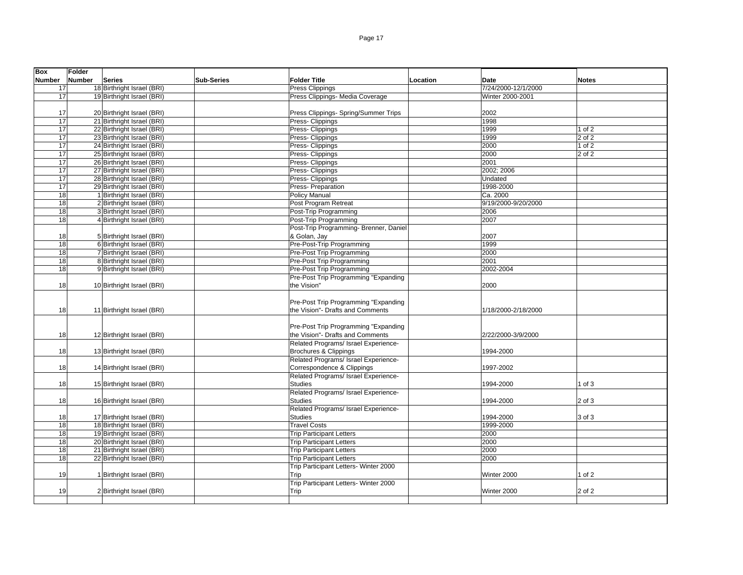| Box Number | Folder Number | Series | Sub-Series | Folder Title | Location | Date | Notes |
|---|---|---|---|---|---|---|---|
| 17 | 18 | Birthright Israel (BRI) | | Press Clippings | | 7/24/2000-12/1/2000 | |
| 17 | 19 | Birthright Israel (BRI) | | Press Clippings- Media Coverage | | Winter 2000-2001 | |
| 17 | 20 | Birthright Israel (BRI) | | Press Clippings- Spring/Summer Trips | | 2002 | |
| 17 | 21 | Birthright Israel (BRI) | | Press- Clippings | | 1998 | |
| 17 | 22 | Birthright Israel (BRI) | | Press- Clippings | | 1999 | 1 of 2 |
| 17 | 23 | Birthright Israel (BRI) | | Press- Clippings | | 1999 | 2 of 2 |
| 17 | 24 | Birthright Israel (BRI) | | Press- Clippings | | 2000 | 1 of 2 |
| 17 | 25 | Birthright Israel (BRI) | | Press- Clippings | | 2000 | 2 of 2 |
| 17 | 26 | Birthright Israel (BRI) | | Press- Clippings | | 2001 | |
| 17 | 27 | Birthright Israel (BRI) | | Press- Clippings | | 2002; 2006 | |
| 17 | 28 | Birthright Israel (BRI) | | Press- Clippings | | Undated | |
| 17 | 29 | Birthright Israel (BRI) | | Press- Preparation | | 1998-2000 | |
| 18 | 1 | Birthright Israel (BRI) | | Policy Manual | | Ca. 2000 | |
| 18 | 2 | Birthright Israel (BRI) | | Post Program Retreat | | 9/19/2000-9/20/2000 | |
| 18 | 3 | Birthright Israel (BRI) | | Post-Trip Programming | | 2006 | |
| 18 | 4 | Birthright Israel (BRI) | | Post-Trip Programming | | 2007 | |
| 18 | 5 | Birthright Israel (BRI) | | Post-Trip Programming- Brenner, Daniel & Golan, Jay | | 2007 | |
| 18 | 6 | Birthright Israel (BRI) | | Pre-Post-Trip Programming | | 1999 | |
| 18 | 7 | Birthright Israel (BRI) | | Pre-Post Trip Programming | | 2000 | |
| 18 | 8 | Birthright Israel (BRI) | | Pre-Post Trip Programming | | 2001 | |
| 18 | 9 | Birthright Israel (BRI) | | Pre-Post Trip Programming | | 2002-2004 | |
| 18 | 10 | Birthright Israel (BRI) | | Pre-Post Trip Programming "Expanding the Vision" | | 2000 | |
| 18 | 11 | Birthright Israel (BRI) | | Pre-Post Trip Programming "Expanding the Vision"- Drafts and Comments | | 1/18/2000-2/18/2000 | |
| 18 | 12 | Birthright Israel (BRI) | | Pre-Post Trip Programming "Expanding the Vision"- Drafts and Comments | | 2/22/2000-3/9/2000 | |
| 18 | 13 | Birthright Israel (BRI) | | Related Programs/ Israel Experience- Brochures & Clippings | | 1994-2000 | |
| 18 | 14 | Birthright Israel (BRI) | | Related Programs/ Israel Experience- Correspondence & Clippings | | 1997-2002 | |
| 18 | 15 | Birthright Israel (BRI) | | Related Programs/ Israel Experience- Studies | | 1994-2000 | 1 of 3 |
| 18 | 16 | Birthright Israel (BRI) | | Related Programs/ Israel Experience- Studies | | 1994-2000 | 2 of 3 |
| 18 | 17 | Birthright Israel (BRI) | | Related Programs/ Israel Experience- Studies | | 1994-2000 | 3 of 3 |
| 18 | 18 | Birthright Israel (BRI) | | Travel Costs | | 1999-2000 | |
| 18 | 19 | Birthright Israel (BRI) | | Trip Participant Letters | | 2000 | |
| 18 | 20 | Birthright Israel (BRI) | | Trip Participant Letters | | 2000 | |
| 18 | 21 | Birthright Israel (BRI) | | Trip Participant Letters | | 2000 | |
| 18 | 22 | Birthright Israel (BRI) | | Trip Participant Letters | | 2000 | |
| 19 | 1 | Birthright Israel (BRI) | | Trip Participant Letters- Winter 2000 Trip | | Winter 2000 | 1 of 2 |
| 19 | 2 | Birthright Israel (BRI) | | Trip Participant Letters- Winter 2000 Trip | | Winter 2000 | 2 of 2 |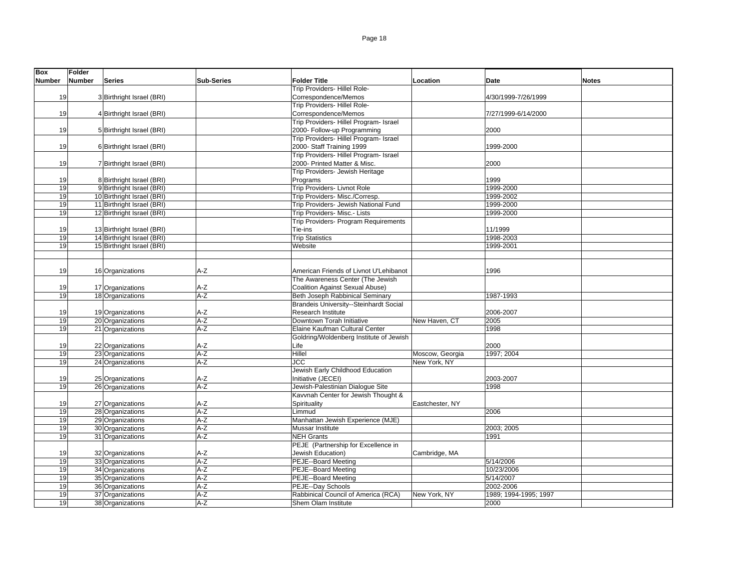| Box Number | Folder Number | Series | Sub-Series | Folder Title | Location | Date | Notes |
|---|---|---|---|---|---|---|---|
| 19 | 3 | Birthright Israel (BRI) | | Trip Providers- Hillel Role-Correspondence/Memos | | 4/30/1999-7/26/1999 | |
| 19 | 4 | Birthright Israel (BRI) | | Trip Providers- Hillel Role-Correspondence/Memos | | 7/27/1999-6/14/2000 | |
| 19 | 5 | Birthright Israel (BRI) | | Trip Providers- Hillel Program- Israel 2000- Follow-up Programming | | 2000 | |
| 19 | 6 | Birthright Israel (BRI) | | Trip Providers- Hillel Program- Israel 2000- Staff Training 1999 | | 1999-2000 | |
| 19 | 7 | Birthright Israel (BRI) | | Trip Providers- Hillel Program- Israel 2000- Printed Matter & Misc. | | 2000 | |
| 19 | 8 | Birthright Israel (BRI) | | Trip Providers- Jewish Heritage Programs | | 1999 | |
| 19 | 9 | Birthright Israel (BRI) | | Trip Providers- Livnot Role | | 1999-2000 | |
| 19 | 10 | Birthright Israel (BRI) | | Trip Providers- Misc./Corresp. | | 1999-2002 | |
| 19 | 11 | Birthright Israel (BRI) | | Trip Providers- Jewish National Fund | | 1999-2000 | |
| 19 | 12 | Birthright Israel (BRI) | | Trip Providers- Misc.- Lists | | 1999-2000 | |
| 19 | 13 | Birthright Israel (BRI) | | Trip Providers- Program Requirements Tie-ins | | 11/1999 | |
| 19 | 14 | Birthright Israel (BRI) | | Trip Statistics | | 1998-2003 | |
| 19 | 15 | Birthright Israel (BRI) | | Website | | 1999-2001 | |
| | | | | | | | |
| 19 | 16 | Organizations | A-Z | American Friends of Livnot U'Lehibanot | | 1996 | |
| 19 | 17 | Organizations | A-Z | The Awareness Center (The Jewish Coalition Against Sexual Abuse) | | | |
| 19 | 18 | Organizations | A-Z | Beth Joseph Rabbinical Seminary | | 1987-1993 | |
| 19 | 19 | Organizations | A-Z | Brandeis University--Steinhardt Social Research Institute | | 2006-2007 | |
| 19 | 20 | Organizations | A-Z | Downtown Torah Initiative | New Haven, CT | 2005 | |
| 19 | 21 | Organizations | A-Z | Elaine Kaufman Cultural Center | | 1998 | |
| 19 | 22 | Organizations | A-Z | Goldring/Woldenberg Institute of Jewish Life | | 2000 | |
| 19 | 23 | Organizations | A-Z | Hillel | Moscow, Georgia | 1997; 2004 | |
| 19 | 24 | Organizations | A-Z | JCC | New York, NY | | |
| 19 | 25 | Organizations | A-Z | Jewish Early Childhood Education Initiative (JECEI) | | 2003-2007 | |
| 19 | 26 | Organizations | A-Z | Jewish-Palestinian Dialogue Site | | 1998 | |
| 19 | 27 | Organizations | A-Z | Kavvnah Center for Jewish Thought & Spirituality | Eastchester, NY | | |
| 19 | 28 | Organizations | A-Z | Limmud | | 2006 | |
| 19 | 29 | Organizations | A-Z | Manhattan Jewish Experience (MJE) | | | |
| 19 | 30 | Organizations | A-Z | Mussar Institute | | 2003; 2005 | |
| 19 | 31 | Organizations | A-Z | NEH Grants | | 1991 | |
| 19 | 32 | Organizations | A-Z | PEJE (Partnership for Excellence in Jewish Education) | Cambridge, MA | | |
| 19 | 33 | Organizations | A-Z | PEJE--Board Meeting | | 5/14/2006 | |
| 19 | 34 | Organizations | A-Z | PEJE--Board Meeting | | 10/23/2006 | |
| 19 | 35 | Organizations | A-Z | PEJE--Board Meeting | | 5/14/2007 | |
| 19 | 36 | Organizations | A-Z | PEJE--Day Schools | | 2002-2006 | |
| 19 | 37 | Organizations | A-Z | Rabbinical Council of America (RCA) | New York, NY | 1989; 1994-1995; 1997 | |
| 19 | 38 | Organizations | A-Z | Shem Olam Institute | | 2000 | |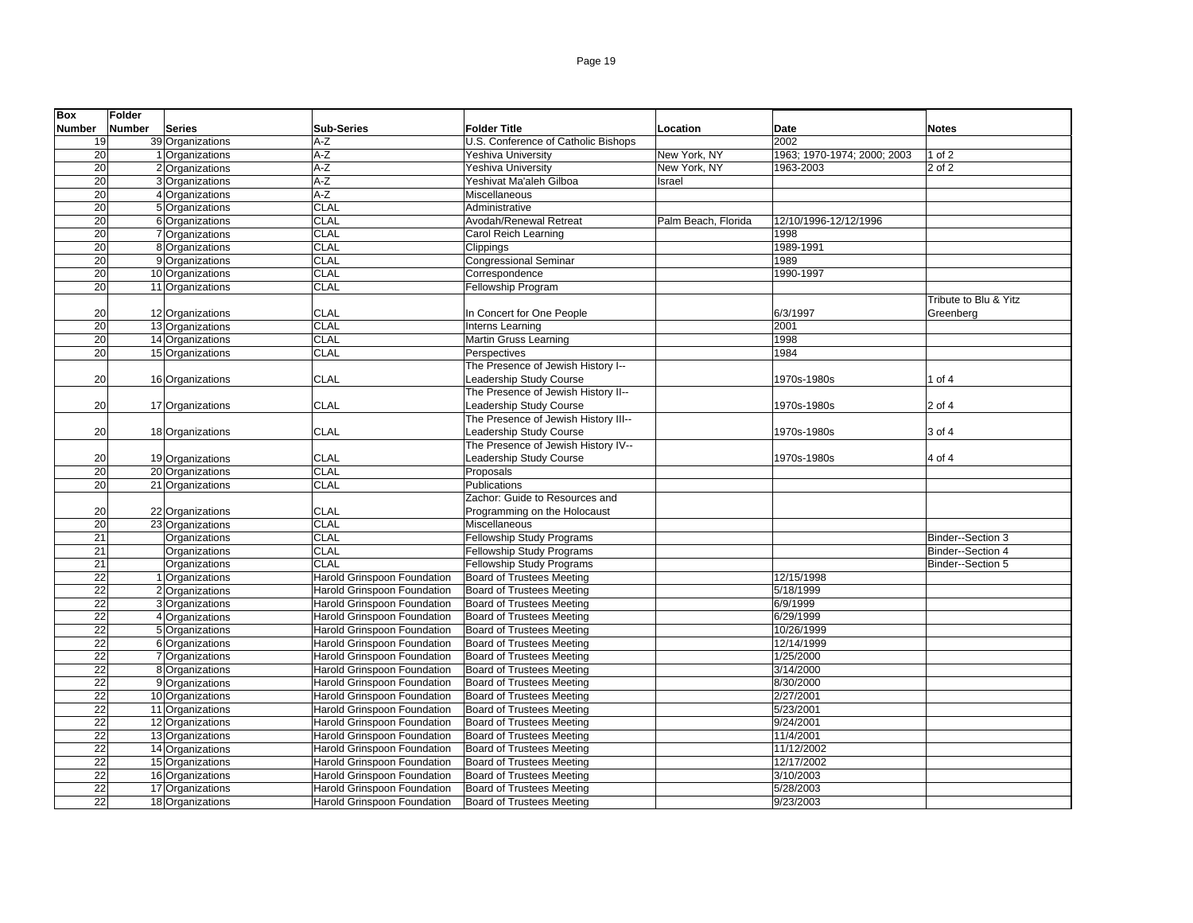| Box Number | Folder Number | Series | Sub-Series | Folder Title | Location | Date | Notes |
|---|---|---|---|---|---|---|---|
| 19 | 39 | Organizations | A-Z | U.S. Conference of Catholic Bishops | | 2002 | |
| 20 | 1 | Organizations | A-Z | Yeshiva University | New York, NY | 1963; 1970-1974; 2000; 2003 | 1 of 2 |
| 20 | 2 | Organizations | A-Z | Yeshiva University | New York, NY | 1963-2003 | 2 of 2 |
| 20 | 3 | Organizations | A-Z | Yeshivat Ma'aleh Gilboa | Israel | | |
| 20 | 4 | Organizations | A-Z | Miscellaneous | | | |
| 20 | 5 | Organizations | CLAL | Administrative | | | |
| 20 | 6 | Organizations | CLAL | Avodah/Renewal Retreat | Palm Beach, Florida | 12/10/1996-12/12/1996 | |
| 20 | 7 | Organizations | CLAL | Carol Reich Learning | | 1998 | |
| 20 | 8 | Organizations | CLAL | Clippings | | 1989-1991 | |
| 20 | 9 | Organizations | CLAL | Congressional Seminar | | 1989 | |
| 20 | 10 | Organizations | CLAL | Correspondence | | 1990-1997 | |
| 20 | 11 | Organizations | CLAL | Fellowship Program | | | |
| 20 | 12 | Organizations | CLAL | In Concert for One People | | 6/3/1997 | Tribute to Blu & Yitz Greenberg |
| 20 | 13 | Organizations | CLAL | Interns Learning | | 2001 | |
| 20 | 14 | Organizations | CLAL | Martin Gruss Learning | | 1998 | |
| 20 | 15 | Organizations | CLAL | Perspectives | | 1984 | |
| 20 | 16 | Organizations | CLAL | The Presence of Jewish History I--Leadership Study Course | | 1970s-1980s | 1 of 4 |
| 20 | 17 | Organizations | CLAL | The Presence of Jewish History II--Leadership Study Course | | 1970s-1980s | 2 of 4 |
| 20 | 18 | Organizations | CLAL | The Presence of Jewish History III--Leadership Study Course | | 1970s-1980s | 3 of 4 |
| 20 | 19 | Organizations | CLAL | The Presence of Jewish History IV--Leadership Study Course | | 1970s-1980s | 4 of 4 |
| 20 | 20 | Organizations | CLAL | Proposals | | | |
| 20 | 21 | Organizations | CLAL | Publications | | | |
| 20 | 22 | Organizations | CLAL | Zachor: Guide to Resources and Programming on the Holocaust | | | |
| 20 | 23 | Organizations | CLAL | Miscellaneous | | | |
| 21 | | Organizations | CLAL | Fellowship Study Programs | | | Binder--Section 3 |
| 21 | | Organizations | CLAL | Fellowship Study Programs | | | Binder--Section 4 |
| 21 | | Organizations | CLAL | Fellowship Study Programs | | | Binder--Section 5 |
| 22 | 1 | Organizations | Harold Grinspoon Foundation | Board of Trustees Meeting | | 12/15/1998 | |
| 22 | 2 | Organizations | Harold Grinspoon Foundation | Board of Trustees Meeting | | 5/18/1999 | |
| 22 | 3 | Organizations | Harold Grinspoon Foundation | Board of Trustees Meeting | | 6/9/1999 | |
| 22 | 4 | Organizations | Harold Grinspoon Foundation | Board of Trustees Meeting | | 6/29/1999 | |
| 22 | 5 | Organizations | Harold Grinspoon Foundation | Board of Trustees Meeting | | 10/26/1999 | |
| 22 | 6 | Organizations | Harold Grinspoon Foundation | Board of Trustees Meeting | | 12/14/1999 | |
| 22 | 7 | Organizations | Harold Grinspoon Foundation | Board of Trustees Meeting | | 1/25/2000 | |
| 22 | 8 | Organizations | Harold Grinspoon Foundation | Board of Trustees Meeting | | 3/14/2000 | |
| 22 | 9 | Organizations | Harold Grinspoon Foundation | Board of Trustees Meeting | | 8/30/2000 | |
| 22 | 10 | Organizations | Harold Grinspoon Foundation | Board of Trustees Meeting | | 2/27/2001 | |
| 22 | 11 | Organizations | Harold Grinspoon Foundation | Board of Trustees Meeting | | 5/23/2001 | |
| 22 | 12 | Organizations | Harold Grinspoon Foundation | Board of Trustees Meeting | | 9/24/2001 | |
| 22 | 13 | Organizations | Harold Grinspoon Foundation | Board of Trustees Meeting | | 11/4/2001 | |
| 22 | 14 | Organizations | Harold Grinspoon Foundation | Board of Trustees Meeting | | 11/12/2002 | |
| 22 | 15 | Organizations | Harold Grinspoon Foundation | Board of Trustees Meeting | | 12/17/2002 | |
| 22 | 16 | Organizations | Harold Grinspoon Foundation | Board of Trustees Meeting | | 3/10/2003 | |
| 22 | 17 | Organizations | Harold Grinspoon Foundation | Board of Trustees Meeting | | 5/28/2003 | |
| 22 | 18 | Organizations | Harold Grinspoon Foundation | Board of Trustees Meeting | | 9/23/2003 | |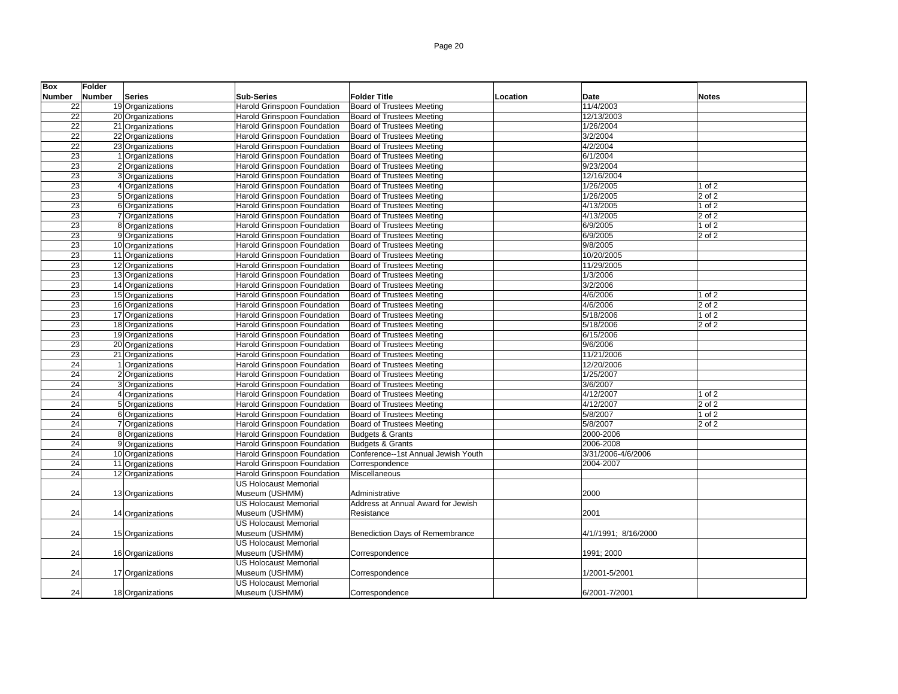| Box Number | Folder Number | Series | Sub-Series | Folder Title | Location | Date | Notes |
|---|---|---|---|---|---|---|---|
| 22 | 19 | Organizations | Harold Grinspoon Foundation | Board of Trustees Meeting | | 11/4/2003 | |
| 22 | 20 | Organizations | Harold Grinspoon Foundation | Board of Trustees Meeting | | 12/13/2003 | |
| 22 | 21 | Organizations | Harold Grinspoon Foundation | Board of Trustees Meeting | | 1/26/2004 | |
| 22 | 22 | Organizations | Harold Grinspoon Foundation | Board of Trustees Meeting | | 3/2/2004 | |
| 22 | 23 | Organizations | Harold Grinspoon Foundation | Board of Trustees Meeting | | 4/2/2004 | |
| 23 | 1 | Organizations | Harold Grinspoon Foundation | Board of Trustees Meeting | | 6/1/2004 | |
| 23 | 2 | Organizations | Harold Grinspoon Foundation | Board of Trustees Meeting | | 9/23/2004 | |
| 23 | 3 | Organizations | Harold Grinspoon Foundation | Board of Trustees Meeting | | 12/16/2004 | |
| 23 | 4 | Organizations | Harold Grinspoon Foundation | Board of Trustees Meeting | | 1/26/2005 | 1 of 2 |
| 23 | 5 | Organizations | Harold Grinspoon Foundation | Board of Trustees Meeting | | 1/26/2005 | 2 of 2 |
| 23 | 6 | Organizations | Harold Grinspoon Foundation | Board of Trustees Meeting | | 4/13/2005 | 1 of 2 |
| 23 | 7 | Organizations | Harold Grinspoon Foundation | Board of Trustees Meeting | | 4/13/2005 | 2 of 2 |
| 23 | 8 | Organizations | Harold Grinspoon Foundation | Board of Trustees Meeting | | 6/9/2005 | 1 of 2 |
| 23 | 9 | Organizations | Harold Grinspoon Foundation | Board of Trustees Meeting | | 6/9/2005 | 2 of 2 |
| 23 | 10 | Organizations | Harold Grinspoon Foundation | Board of Trustees Meeting | | 9/8/2005 | |
| 23 | 11 | Organizations | Harold Grinspoon Foundation | Board of Trustees Meeting | | 10/20/2005 | |
| 23 | 12 | Organizations | Harold Grinspoon Foundation | Board of Trustees Meeting | | 11/29/2005 | |
| 23 | 13 | Organizations | Harold Grinspoon Foundation | Board of Trustees Meeting | | 1/3/2006 | |
| 23 | 14 | Organizations | Harold Grinspoon Foundation | Board of Trustees Meeting | | 3/2/2006 | |
| 23 | 15 | Organizations | Harold Grinspoon Foundation | Board of Trustees Meeting | | 4/6/2006 | 1 of 2 |
| 23 | 16 | Organizations | Harold Grinspoon Foundation | Board of Trustees Meeting | | 4/6/2006 | 2 of 2 |
| 23 | 17 | Organizations | Harold Grinspoon Foundation | Board of Trustees Meeting | | 5/18/2006 | 1 of 2 |
| 23 | 18 | Organizations | Harold Grinspoon Foundation | Board of Trustees Meeting | | 5/18/2006 | 2 of 2 |
| 23 | 19 | Organizations | Harold Grinspoon Foundation | Board of Trustees Meeting | | 6/15/2006 | |
| 23 | 20 | Organizations | Harold Grinspoon Foundation | Board of Trustees Meeting | | 9/6/2006 | |
| 23 | 21 | Organizations | Harold Grinspoon Foundation | Board of Trustees Meeting | | 11/21/2006 | |
| 24 | 1 | Organizations | Harold Grinspoon Foundation | Board of Trustees Meeting | | 12/20/2006 | |
| 24 | 2 | Organizations | Harold Grinspoon Foundation | Board of Trustees Meeting | | 1/25/2007 | |
| 24 | 3 | Organizations | Harold Grinspoon Foundation | Board of Trustees Meeting | | 3/6/2007 | |
| 24 | 4 | Organizations | Harold Grinspoon Foundation | Board of Trustees Meeting | | 4/12/2007 | 1 of 2 |
| 24 | 5 | Organizations | Harold Grinspoon Foundation | Board of Trustees Meeting | | 4/12/2007 | 2 of 2 |
| 24 | 6 | Organizations | Harold Grinspoon Foundation | Board of Trustees Meeting | | 5/8/2007 | 1 of 2 |
| 24 | 7 | Organizations | Harold Grinspoon Foundation | Board of Trustees Meeting | | 5/8/2007 | 2 of 2 |
| 24 | 8 | Organizations | Harold Grinspoon Foundation | Budgets & Grants | | 2000-2006 | |
| 24 | 9 | Organizations | Harold Grinspoon Foundation | Budgets & Grants | | 2006-2008 | |
| 24 | 10 | Organizations | Harold Grinspoon Foundation | Conference--1st Annual Jewish Youth | | 3/31/2006-4/6/2006 | |
| 24 | 11 | Organizations | Harold Grinspoon Foundation | Correspondence | | 2004-2007 | |
| 24 | 12 | Organizations | Harold Grinspoon Foundation | Miscellaneous | | | |
| 24 | 13 | Organizations | US Holocaust Memorial Museum (USHMM) | Administrative | | 2000 | |
| 24 | 14 | Organizations | US Holocaust Memorial Museum (USHMM) | Address at Annual Award for Jewish Resistance | | 2001 | |
| 24 | 15 | Organizations | US Holocaust Memorial Museum (USHMM) | Benediction Days of Remembrance | | 4/1//1991; 8/16/2000 | |
| 24 | 16 | Organizations | US Holocaust Memorial Museum (USHMM) | Correspondence | | 1991; 2000 | |
| 24 | 17 | Organizations | US Holocaust Memorial Museum (USHMM) | Correspondence | | 1/2001-5/2001 | |
| 24 | 18 | Organizations | US Holocaust Memorial Museum (USHMM) | Correspondence | | 6/2001-7/2001 | |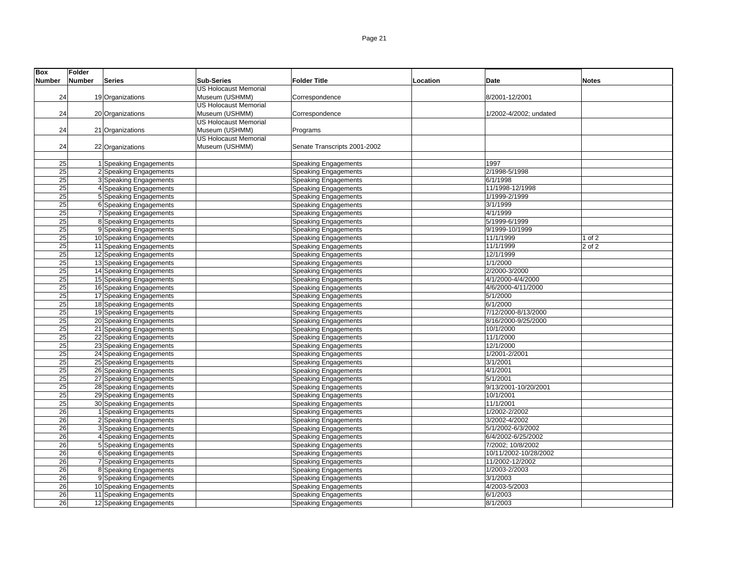| Box Number | Folder Number | Series | Sub-Series | Folder Title | Location | Date | Notes |
|---|---|---|---|---|---|---|---|
| 24 | 19 | Organizations | US Holocaust Memorial Museum (USHMM) | Correspondence | | 8/2001-12/2001 | |
| 24 | 20 | Organizations | US Holocaust Memorial Museum (USHMM) | Correspondence | | 1/2002-4/2002; undated | |
| 24 | 21 | Organizations | US Holocaust Memorial Museum (USHMM) | Programs | | | |
| 24 | 22 | Organizations | US Holocaust Memorial Museum (USHMM) | Senate Transcripts 2001-2002 | | | |
| | | | | | | | |
| 25 | 1 | Speaking Engagements | | Speaking Engagements | | 1997 | |
| 25 | 2 | Speaking Engagements | | Speaking Engagements | | 2/1998-5/1998 | |
| 25 | 3 | Speaking Engagements | | Speaking Engagements | | 6/1/1998 | |
| 25 | 4 | Speaking Engagements | | Speaking Engagements | | 11/1998-12/1998 | |
| 25 | 5 | Speaking Engagements | | Speaking Engagements | | 1/1999-2/1999 | |
| 25 | 6 | Speaking Engagements | | Speaking Engagements | | 3/1/1999 | |
| 25 | 7 | Speaking Engagements | | Speaking Engagements | | 4/1/1999 | |
| 25 | 8 | Speaking Engagements | | Speaking Engagements | | 5/1999-6/1999 | |
| 25 | 9 | Speaking Engagements | | Speaking Engagements | | 9/1999-10/1999 | |
| 25 | 10 | Speaking Engagements | | Speaking Engagements | | 11/1/1999 | 1 of 2 |
| 25 | 11 | Speaking Engagements | | Speaking Engagements | | 11/1/1999 | 2 of 2 |
| 25 | 12 | Speaking Engagements | | Speaking Engagements | | 12/1/1999 | |
| 25 | 13 | Speaking Engagements | | Speaking Engagements | | 1/1/2000 | |
| 25 | 14 | Speaking Engagements | | Speaking Engagements | | 2/2000-3/2000 | |
| 25 | 15 | Speaking Engagements | | Speaking Engagements | | 4/1/2000-4/4/2000 | |
| 25 | 16 | Speaking Engagements | | Speaking Engagements | | 4/6/2000-4/11/2000 | |
| 25 | 17 | Speaking Engagements | | Speaking Engagements | | 5/1/2000 | |
| 25 | 18 | Speaking Engagements | | Speaking Engagements | | 6/1/2000 | |
| 25 | 19 | Speaking Engagements | | Speaking Engagements | | 7/12/2000-8/13/2000 | |
| 25 | 20 | Speaking Engagements | | Speaking Engagements | | 8/16/2000-9/25/2000 | |
| 25 | 21 | Speaking Engagements | | Speaking Engagements | | 10/1/2000 | |
| 25 | 22 | Speaking Engagements | | Speaking Engagements | | 11/1/2000 | |
| 25 | 23 | Speaking Engagements | | Speaking Engagements | | 12/1/2000 | |
| 25 | 24 | Speaking Engagements | | Speaking Engagements | | 1/2001-2/2001 | |
| 25 | 25 | Speaking Engagements | | Speaking Engagements | | 3/1/2001 | |
| 25 | 26 | Speaking Engagements | | Speaking Engagements | | 4/1/2001 | |
| 25 | 27 | Speaking Engagements | | Speaking Engagements | | 5/1/2001 | |
| 25 | 28 | Speaking Engagements | | Speaking Engagements | | 9/13/2001-10/20/2001 | |
| 25 | 29 | Speaking Engagements | | Speaking Engagements | | 10/1/2001 | |
| 25 | 30 | Speaking Engagements | | Speaking Engagements | | 11/1/2001 | |
| 26 | 1 | Speaking Engagements | | Speaking Engagements | | 1/2002-2/2002 | |
| 26 | 2 | Speaking Engagements | | Speaking Engagements | | 3/2002-4/2002 | |
| 26 | 3 | Speaking Engagements | | Speaking Engagements | | 5/1/2002-6/3/2002 | |
| 26 | 4 | Speaking Engagements | | Speaking Engagements | | 6/4/2002-6/25/2002 | |
| 26 | 5 | Speaking Engagements | | Speaking Engagements | | 7/2002; 10/8/2002 | |
| 26 | 6 | Speaking Engagements | | Speaking Engagements | | 10/11/2002-10/28/2002 | |
| 26 | 7 | Speaking Engagements | | Speaking Engagements | | 11/2002-12/2002 | |
| 26 | 8 | Speaking Engagements | | Speaking Engagements | | 1/2003-2/2003 | |
| 26 | 9 | Speaking Engagements | | Speaking Engagements | | 3/1/2003 | |
| 26 | 10 | Speaking Engagements | | Speaking Engagements | | 4/2003-5/2003 | |
| 26 | 11 | Speaking Engagements | | Speaking Engagements | | 6/1/2003 | |
| 26 | 12 | Speaking Engagements | | Speaking Engagements | | 8/1/2003 | |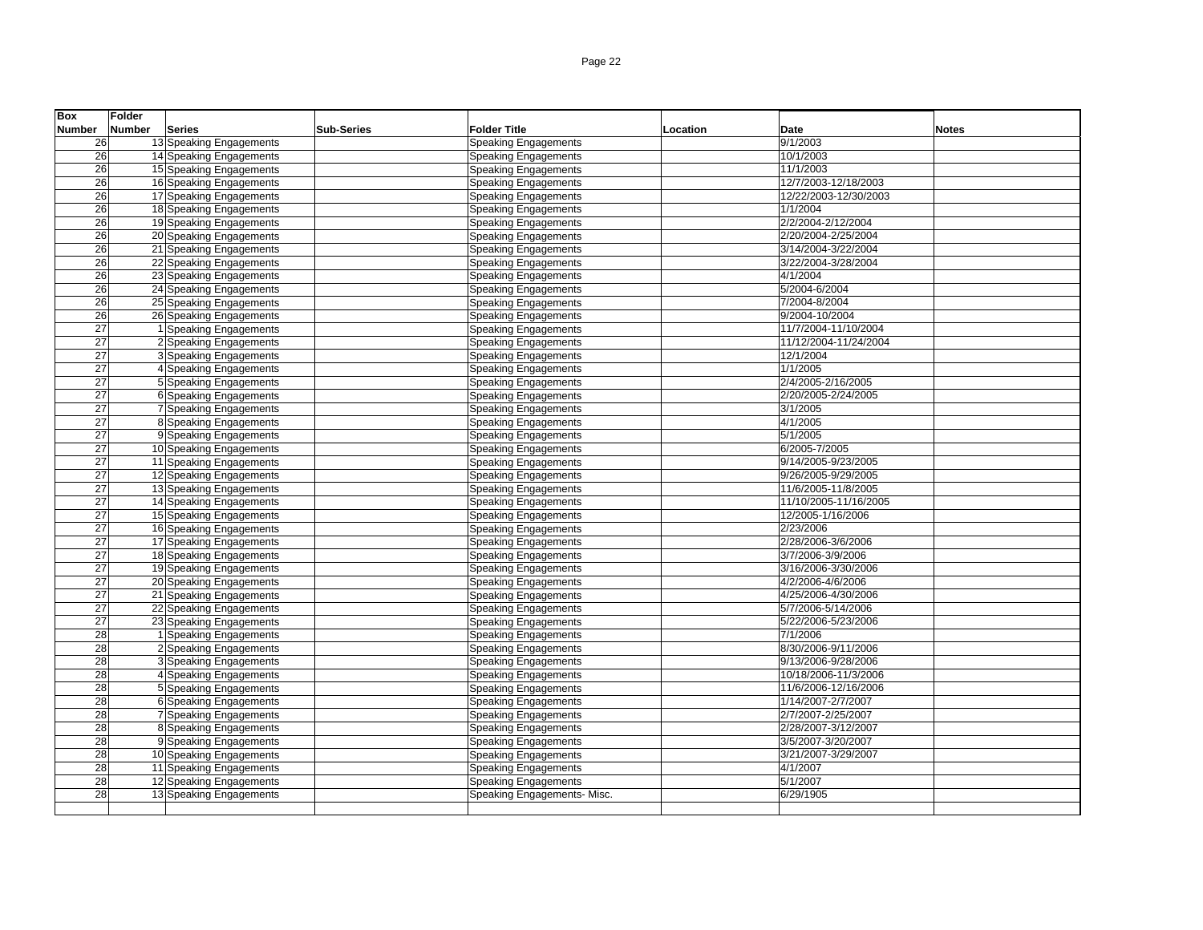| Box Number | Folder Number | Series | Sub-Series | Folder Title | Location | Date | Notes |
|---|---|---|---|---|---|---|---|
| 26 | 13 | Speaking Engagements | | Speaking Engagements | | 9/1/2003 | |
| 26 | 14 | Speaking Engagements | | Speaking Engagements | | 10/1/2003 | |
| 26 | 15 | Speaking Engagements | | Speaking Engagements | | 11/1/2003 | |
| 26 | 16 | Speaking Engagements | | Speaking Engagements | | 12/7/2003-12/18/2003 | |
| 26 | 17 | Speaking Engagements | | Speaking Engagements | | 12/22/2003-12/30/2003 | |
| 26 | 18 | Speaking Engagements | | Speaking Engagements | | 1/1/2004 | |
| 26 | 19 | Speaking Engagements | | Speaking Engagements | | 2/2/2004-2/12/2004 | |
| 26 | 20 | Speaking Engagements | | Speaking Engagements | | 2/20/2004-2/25/2004 | |
| 26 | 21 | Speaking Engagements | | Speaking Engagements | | 3/14/2004-3/22/2004 | |
| 26 | 22 | Speaking Engagements | | Speaking Engagements | | 3/22/2004-3/28/2004 | |
| 26 | 23 | Speaking Engagements | | Speaking Engagements | | 4/1/2004 | |
| 26 | 24 | Speaking Engagements | | Speaking Engagements | | 5/2004-6/2004 | |
| 26 | 25 | Speaking Engagements | | Speaking Engagements | | 7/2004-8/2004 | |
| 26 | 26 | Speaking Engagements | | Speaking Engagements | | 9/2004-10/2004 | |
| 27 | 1 | Speaking Engagements | | Speaking Engagements | | 11/7/2004-11/10/2004 | |
| 27 | 2 | Speaking Engagements | | Speaking Engagements | | 11/12/2004-11/24/2004 | |
| 27 | 3 | Speaking Engagements | | Speaking Engagements | | 12/1/2004 | |
| 27 | 4 | Speaking Engagements | | Speaking Engagements | | 1/1/2005 | |
| 27 | 5 | Speaking Engagements | | Speaking Engagements | | 2/4/2005-2/16/2005 | |
| 27 | 6 | Speaking Engagements | | Speaking Engagements | | 2/20/2005-2/24/2005 | |
| 27 | 7 | Speaking Engagements | | Speaking Engagements | | 3/1/2005 | |
| 27 | 8 | Speaking Engagements | | Speaking Engagements | | 4/1/2005 | |
| 27 | 9 | Speaking Engagements | | Speaking Engagements | | 5/1/2005 | |
| 27 | 10 | Speaking Engagements | | Speaking Engagements | | 6/2005-7/2005 | |
| 27 | 11 | Speaking Engagements | | Speaking Engagements | | 9/14/2005-9/23/2005 | |
| 27 | 12 | Speaking Engagements | | Speaking Engagements | | 9/26/2005-9/29/2005 | |
| 27 | 13 | Speaking Engagements | | Speaking Engagements | | 11/6/2005-11/8/2005 | |
| 27 | 14 | Speaking Engagements | | Speaking Engagements | | 11/10/2005-11/16/2005 | |
| 27 | 15 | Speaking Engagements | | Speaking Engagements | | 12/2005-1/16/2006 | |
| 27 | 16 | Speaking Engagements | | Speaking Engagements | | 2/23/2006 | |
| 27 | 17 | Speaking Engagements | | Speaking Engagements | | 2/28/2006-3/6/2006 | |
| 27 | 18 | Speaking Engagements | | Speaking Engagements | | 3/7/2006-3/9/2006 | |
| 27 | 19 | Speaking Engagements | | Speaking Engagements | | 3/16/2006-3/30/2006 | |
| 27 | 20 | Speaking Engagements | | Speaking Engagements | | 4/2/2006-4/6/2006 | |
| 27 | 21 | Speaking Engagements | | Speaking Engagements | | 4/25/2006-4/30/2006 | |
| 27 | 22 | Speaking Engagements | | Speaking Engagements | | 5/7/2006-5/14/2006 | |
| 27 | 23 | Speaking Engagements | | Speaking Engagements | | 5/22/2006-5/23/2006 | |
| 28 | 1 | Speaking Engagements | | Speaking Engagements | | 7/1/2006 | |
| 28 | 2 | Speaking Engagements | | Speaking Engagements | | 8/30/2006-9/11/2006 | |
| 28 | 3 | Speaking Engagements | | Speaking Engagements | | 9/13/2006-9/28/2006 | |
| 28 | 4 | Speaking Engagements | | Speaking Engagements | | 10/18/2006-11/3/2006 | |
| 28 | 5 | Speaking Engagements | | Speaking Engagements | | 11/6/2006-12/16/2006 | |
| 28 | 6 | Speaking Engagements | | Speaking Engagements | | 1/14/2007-2/7/2007 | |
| 28 | 7 | Speaking Engagements | | Speaking Engagements | | 2/7/2007-2/25/2007 | |
| 28 | 8 | Speaking Engagements | | Speaking Engagements | | 2/28/2007-3/12/2007 | |
| 28 | 9 | Speaking Engagements | | Speaking Engagements | | 3/5/2007-3/20/2007 | |
| 28 | 10 | Speaking Engagements | | Speaking Engagements | | 3/21/2007-3/29/2007 | |
| 28 | 11 | Speaking Engagements | | Speaking Engagements | | 4/1/2007 | |
| 28 | 12 | Speaking Engagements | | Speaking Engagements | | 5/1/2007 | |
| 28 | 13 | Speaking Engagements | | Speaking Engagements- Misc. | | 6/29/1905 | |
| | | | | | | | |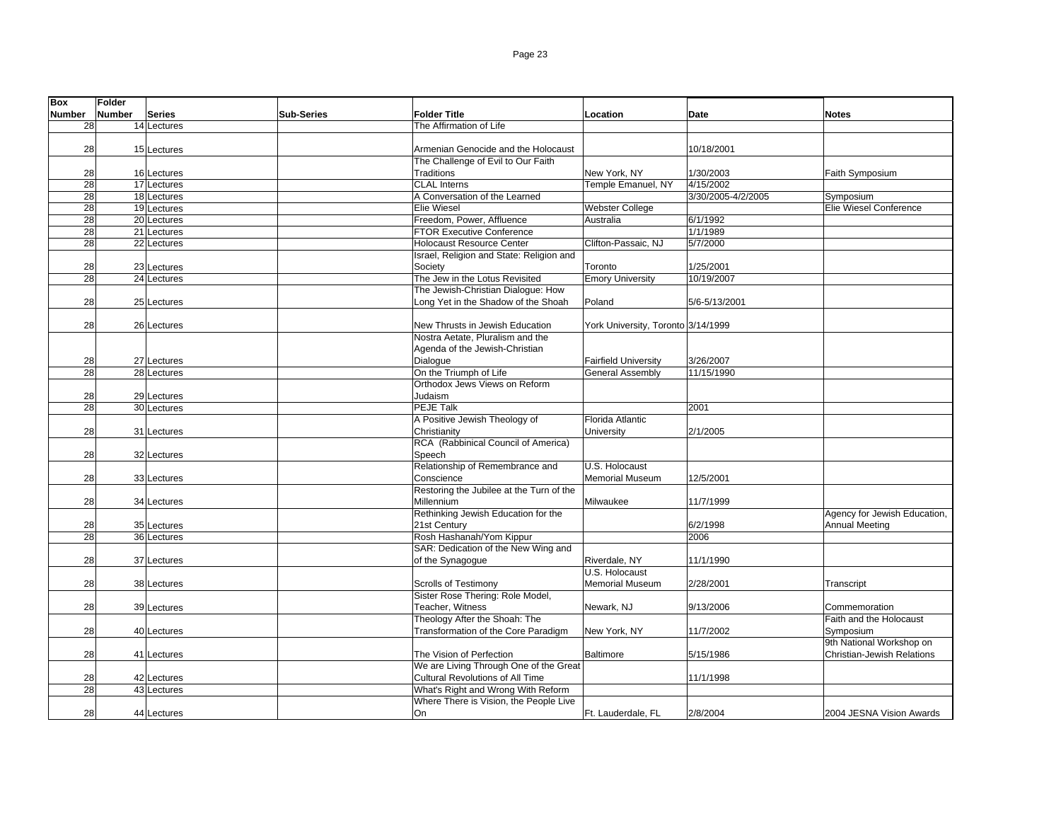| Box Number | Folder Number | Series | Sub-Series | Folder Title | Location | Date | Notes |
|---|---|---|---|---|---|---|---|
| 28 | 14 | Lectures | | The Affirmation of Life | | | |
| 28 | 15 | Lectures | | Armenian Genocide and the Holocaust | | 10/18/2001 | |
| 28 | 16 | Lectures | | The Challenge of Evil to Our Faith Traditions | New York, NY | 1/30/2003 | Faith Symposium |
| 28 | 17 | Lectures | | CLAL Interns | Temple Emanuel, NY | 4/15/2002 | |
| 28 | 18 | Lectures | | A Conversation of the Learned | | 3/30/2005-4/2/2005 | Symposium |
| 28 | 19 | Lectures | | Elie Wiesel | Webster College | | Elie Wiesel Conference |
| 28 | 20 | Lectures | | Freedom, Power, Affluence | Australia | 6/1/1992 | |
| 28 | 21 | Lectures | | FTOR Executive Conference | | 1/1/1989 | |
| 28 | 22 | Lectures | | Holocaust Resource Center | Clifton-Passaic, NJ | 5/7/2000 | |
| 28 | 23 | Lectures | | Israel, Religion and State: Religion and Society | Toronto | 1/25/2001 | |
| 28 | 24 | Lectures | | The Jew in the Lotus Revisited | Emory University | 10/19/2007 | |
| 28 | 25 | Lectures | | The Jewish-Christian Dialogue: How Long Yet in the Shadow of the Shoah | Poland | 5/6-5/13/2001 | |
| 28 | 26 | Lectures | | New Thrusts in Jewish Education | York University, Toronto | 3/14/1999 | |
| 28 | 27 | Lectures | | Nostra Aetate, Pluralism and the Agenda of the Jewish-Christian Dialogue | Fairfield University | 3/26/2007 | |
| 28 | 28 | Lectures | | On the Triumph of Life | General Assembly | 11/15/1990 | |
| 28 | 29 | Lectures | | Orthodox Jews Views on Reform Judaism | | | |
| 28 | 30 | Lectures | | PEJE Talk | | 2001 | |
| 28 | 31 | Lectures | | A Positive Jewish Theology of Christianity | Florida Atlantic University | 2/1/2005 | |
| 28 | 32 | Lectures | | RCA (Rabbinical Council of America) Speech | | | |
| 28 | 33 | Lectures | | Relationship of Remembrance and Conscience | U.S. Holocaust Memorial Museum | 12/5/2001 | |
| 28 | 34 | Lectures | | Restoring the Jubilee at the Turn of the Millennium | Milwaukee | 11/7/1999 | |
| 28 | 35 | Lectures | | Rethinking Jewish Education for the 21st Century | | 6/2/1998 | Agency for Jewish Education, Annual Meeting |
| 28 | 36 | Lectures | | Rosh Hashanah/Yom Kippur | | 2006 | |
| 28 | 37 | Lectures | | SAR: Dedication of the New Wing and of the Synagogue | Riverdale, NY | 11/1/1990 | |
| 28 | 38 | Lectures | | Scrolls of Testimony | U.S. Holocaust Memorial Museum | 2/28/2001 | Transcript |
| 28 | 39 | Lectures | | Sister Rose Thering: Role Model, Teacher, Witness | Newark, NJ | 9/13/2006 | Commemoration |
| 28 | 40 | Lectures | | Theology After the Shoah: The Transformation of the Core Paradigm | New York, NY | 11/7/2002 | Faith and the Holocaust Symposium |
| 28 | 41 | Lectures | | The Vision of Perfection | Baltimore | 5/15/1986 | 9th National Workshop on Christian-Jewish Relations |
| 28 | 42 | Lectures | | We are Living Through One of the Great Cultural Revolutions of All Time | | 11/1/1998 | |
| 28 | 43 | Lectures | | What's Right and Wrong With Reform | | | |
| 28 | 44 | Lectures | | Where There is Vision, the People Live On | Ft. Lauderdale, FL | 2/8/2004 | 2004 JESNA Vision Awards |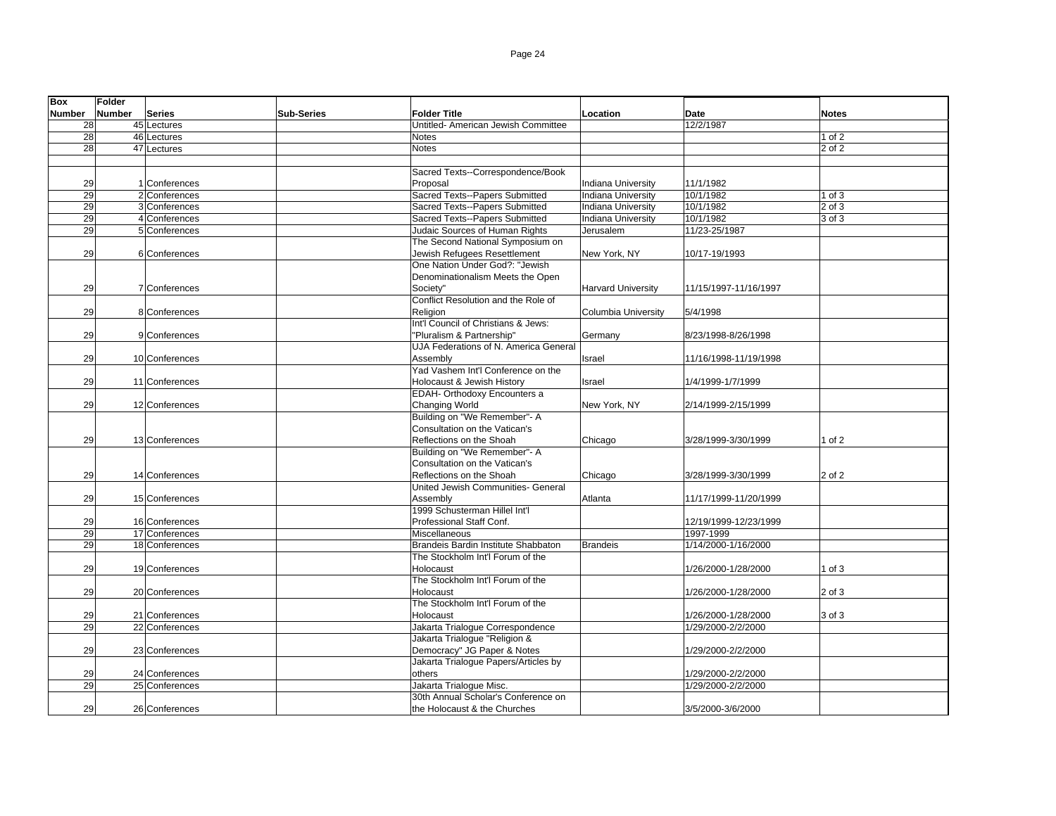| Box Number | Folder Number | Series | Sub-Series | Folder Title | Location | Date | Notes |
|---|---|---|---|---|---|---|---|
| 28 | 45 | Lectures | | Untitled- American Jewish Committee | | 12/2/1987 | |
| 28 | 46 | Lectures | | Notes | | | 1 of 2 |
| 28 | 47 | Lectures | | Notes | | | 2 of 2 |
| | | | | | | | |
| 29 | 1 | Conferences | | Sacred Texts--Correspondence/Book Proposal | Indiana University | 11/1/1982 | |
| 29 | 2 | Conferences | | Sacred Texts--Papers Submitted | Indiana University | 10/1/1982 | 1 of 3 |
| 29 | 3 | Conferences | | Sacred Texts--Papers Submitted | Indiana University | 10/1/1982 | 2 of 3 |
| 29 | 4 | Conferences | | Sacred Texts--Papers Submitted | Indiana University | 10/1/1982 | 3 of 3 |
| 29 | 5 | Conferences | | Judaic Sources of Human Rights | Jerusalem | 11/23-25/1987 | |
| 29 | 6 | Conferences | | The Second National Symposium on Jewish Refugees Resettlement | New York, NY | 10/17-19/1993 | |
| 29 | 7 | Conferences | | One Nation Under God?: "Jewish Denominationalism Meets the Open Society" | Harvard University | 11/15/1997-11/16/1997 | |
| 29 | 8 | Conferences | | Conflict Resolution and the Role of Religion | Columbia University | 5/4/1998 | |
| 29 | 9 | Conferences | | Int'l Council of Christians & Jews: "Pluralism & Partnership" | Germany | 8/23/1998-8/26/1998 | |
| 29 | 10 | Conferences | | UJA Federations of N. America General Assembly | Israel | 11/16/1998-11/19/1998 | |
| 29 | 11 | Conferences | | Yad Vashem Int'l Conference on the Holocaust & Jewish History | Israel | 1/4/1999-1/7/1999 | |
| 29 | 12 | Conferences | | EDAH- Orthodoxy Encounters a Changing World | New York, NY | 2/14/1999-2/15/1999 | |
| 29 | 13 | Conferences | | Building on "We Remember"- A Consultation on the Vatican's Reflections on the Shoah | Chicago | 3/28/1999-3/30/1999 | 1 of 2 |
| 29 | 14 | Conferences | | Building on "We Remember"- A Consultation on the Vatican's Reflections on the Shoah | Chicago | 3/28/1999-3/30/1999 | 2 of 2 |
| 29 | 15 | Conferences | | United Jewish Communities- General Assembly | Atlanta | 11/17/1999-11/20/1999 | |
| 29 | 16 | Conferences | | 1999 Schusterman Hillel Int'l Professional Staff Conf. | | 12/19/1999-12/23/1999 | |
| 29 | 17 | Conferences | | Miscellaneous | | 1997-1999 | |
| 29 | 18 | Conferences | | Brandeis Bardin Institute Shabbaton | Brandeis | 1/14/2000-1/16/2000 | |
| 29 | 19 | Conferences | | The Stockholm Int'l Forum of the Holocaust | | 1/26/2000-1/28/2000 | 1 of 3 |
| 29 | 20 | Conferences | | The Stockholm Int'l Forum of the Holocaust | | 1/26/2000-1/28/2000 | 2 of 3 |
| 29 | 21 | Conferences | | The Stockholm Int'l Forum of the Holocaust | | 1/26/2000-1/28/2000 | 3 of 3 |
| 29 | 22 | Conferences | | Jakarta Trialogue Correspondence | | 1/29/2000-2/2/2000 | |
| 29 | 23 | Conferences | | Jakarta Trialogue "Religion & Democracy" JG Paper & Notes | | 1/29/2000-2/2/2000 | |
| 29 | 24 | Conferences | | Jakarta Trialogue Papers/Articles by others | | 1/29/2000-2/2/2000 | |
| 29 | 25 | Conferences | | Jakarta Trialogue Misc. | | 1/29/2000-2/2/2000 | |
| 29 | 26 | Conferences | | 30th Annual Scholar's Conference on the Holocaust & the Churches | | 3/5/2000-3/6/2000 | |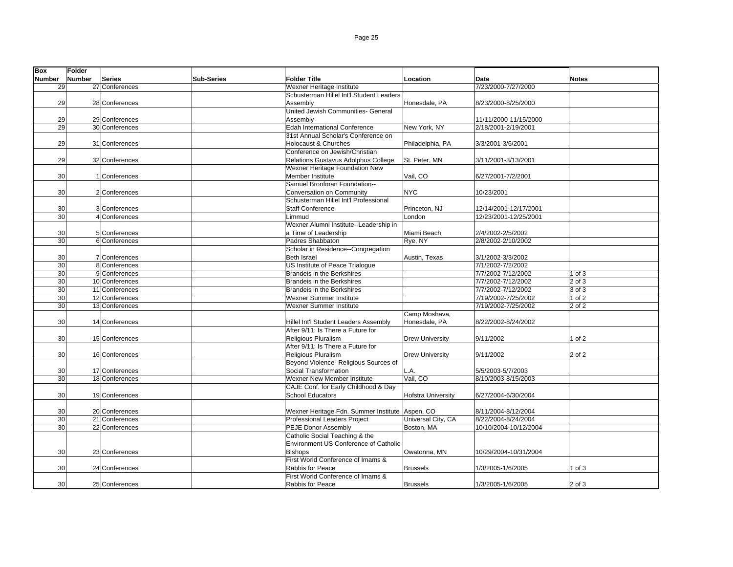| Box Number | Folder Number | Series | Sub-Series | Folder Title | Location | Date | Notes |
|---|---|---|---|---|---|---|---|
| 29 | 27 | Conferences | | Wexner Heritage Institute | | 7/23/2000-7/27/2000 | |
| 29 | 28 | Conferences | | Schusterman Hillel Int'l Student Leaders Assembly | Honesdale, PA | 8/23/2000-8/25/2000 | |
| 29 | 29 | Conferences | | United Jewish Communities- General Assembly | | 11/11/2000-11/15/2000 | |
| 29 | 30 | Conferences | | Edah International Conference | New York, NY | 2/18/2001-2/19/2001 | |
| 29 | 31 | Conferences | | 31st Annual Scholar's Conference on Holocaust & Churches | Philadelphia, PA | 3/3/2001-3/6/2001 | |
| 29 | 32 | Conferences | | Conference on Jewish/Christian Relations Gustavus Adolphus College | St. Peter, MN | 3/11/2001-3/13/2001 | |
| 30 | 1 | Conferences | | Wexner Heritage Foundation New Member Institute | Vail, CO | 6/27/2001-7/2/2001 | |
| 30 | 2 | Conferences | | Samuel Bronfman Foundation--Conversation on Community | NYC | 10/23/2001 | |
| 30 | 3 | Conferences | | Schusterman Hillel Int'l Professional Staff Conference | Princeton, NJ | 12/14/2001-12/17/2001 | |
| 30 | 4 | Conferences | | Limmud | London | 12/23/2001-12/25/2001 | |
| 30 | 5 | Conferences | | Wexner Alumni Institute--Leadership in a Time of Leadership | Miami Beach | 2/4/2002-2/5/2002 | |
| 30 | 6 | Conferences | | Padres Shabbaton | Rye, NY | 2/8/2002-2/10/2002 | |
| 30 | 7 | Conferences | | Scholar in Residence--Congregation Beth Israel | Austin, Texas | 3/1/2002-3/3/2002 | |
| 30 | 8 | Conferences | | US Institute of Peace Trialogue | | 7/1/2002-7/2/2002 | |
| 30 | 9 | Conferences | | Brandeis in the Berkshires | | 7/7/2002-7/12/2002 | 1 of 3 |
| 30 | 10 | Conferences | | Brandeis in the Berkshires | | 7/7/2002-7/12/2002 | 2 of 3 |
| 30 | 11 | Conferences | | Brandeis in the Berkshires | | 7/7/2002-7/12/2002 | 3 of 3 |
| 30 | 12 | Conferences | | Wexner Summer Institute | | 7/19/2002-7/25/2002 | 1 of 2 |
| 30 | 13 | Conferences | | Wexner Summer Institute | | 7/19/2002-7/25/2002 | 2 of 2 |
| 30 | 14 | Conferences | | Hillel Int'l Student Leaders Assembly | Camp Moshava, Honesdale, PA | 8/22/2002-8/24/2002 | |
| 30 | 15 | Conferences | | After 9/11: Is There a Future for Religious Pluralism | Drew University | 9/11/2002 | 1 of 2 |
| 30 | 16 | Conferences | | After 9/11: Is There a Future for Religious Pluralism | Drew University | 9/11/2002 | 2 of 2 |
| 30 | 17 | Conferences | | Beyond Violence- Religious Sources of Social Transformation | L.A. | 5/5/2003-5/7/2003 | |
| 30 | 18 | Conferences | | Wexner New Member Institute | Vail, CO | 8/10/2003-8/15/2003 | |
| 30 | 19 | Conferences | | CAJE Conf. for Early Childhood & Day School Educators | Hofstra University | 6/27/2004-6/30/2004 | |
| 30 | 20 | Conferences | | Wexner Heritage Fdn. Summer Institute | Aspen, CO | 8/11/2004-8/12/2004 | |
| 30 | 21 | Conferences | | Professional Leaders Project | Universal City, CA | 8/22/2004-8/24/2004 | |
| 30 | 22 | Conferences | | PEJE Donor Assembly | Boston, MA | 10/10/2004-10/12/2004 | |
| 30 | 23 | Conferences | | Catholic Social Teaching & the Environment US Conference of Catholic Bishops | Owatonna, MN | 10/29/2004-10/31/2004 | |
| 30 | 24 | Conferences | | First World Conference of Imams & Rabbis for Peace | Brussels | 1/3/2005-1/6/2005 | 1 of 3 |
| 30 | 25 | Conferences | | First World Conference of Imams & Rabbis for Peace | Brussels | 1/3/2005-1/6/2005 | 2 of 3 |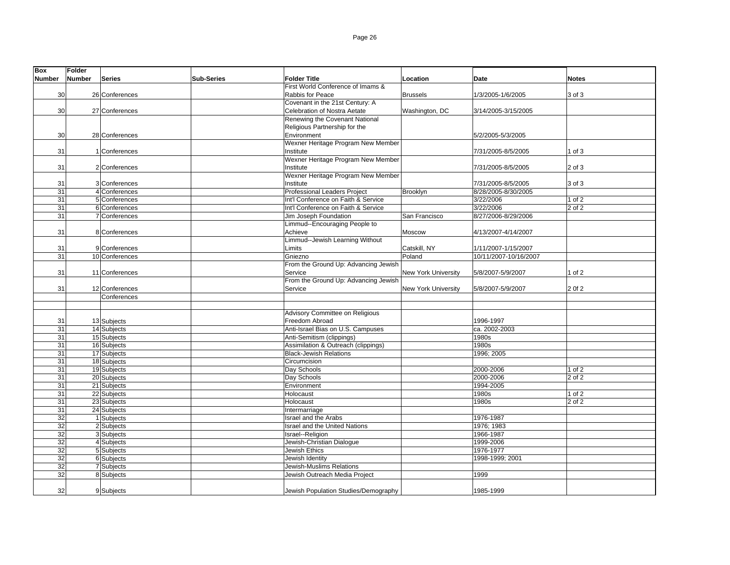| Box Number | Folder Number | Series | Sub-Series | Folder Title | Location | Date | Notes |
|---|---|---|---|---|---|---|---|
| 30 | 26 | Conferences | | First World Conference of Imams & Rabbis for Peace | Brussels | 1/3/2005-1/6/2005 | 3 of 3 |
| 30 | 27 | Conferences | | Covenant in the 21st Century: A Celebration of Nostra Aetate | Washington, DC | 3/14/2005-3/15/2005 | |
| 30 | 28 | Conferences | | Renewing the Covenant National Religious Partnership for the Environment | | 5/2/2005-5/3/2005 | |
| 31 | 1 | Conferences | | Wexner Heritage Program New Member Institute | | 7/31/2005-8/5/2005 | 1 of 3 |
| 31 | 2 | Conferences | | Wexner Heritage Program New Member Institute | | 7/31/2005-8/5/2005 | 2 of 3 |
| 31 | 3 | Conferences | | Wexner Heritage Program New Member Institute | | 7/31/2005-8/5/2005 | 3 of 3 |
| 31 | 4 | Conferences | | Professional Leaders Project | Brooklyn | 8/28/2005-8/30/2005 | |
| 31 | 5 | Conferences | | Int'l Conference on Faith & Service | | 3/22/2006 | 1 of 2 |
| 31 | 6 | Conferences | | Int'l Conference on Faith & Service | | 3/22/2006 | 2 of 2 |
| 31 | 7 | Conferences | | Jim Joseph Foundation | San Francisco | 8/27/2006-8/29/2006 | |
| 31 | 8 | Conferences | | Limmud--Encouraging People to Achieve | Moscow | 4/13/2007-4/14/2007 | |
| 31 | 9 | Conferences | | Limmud--Jewish Learning Without Limits | Catskill, NY | 1/11/2007-1/15/2007 | |
| 31 | 10 | Conferences | | Gniezno | Poland | 10/11/2007-10/16/2007 | |
| 31 | 11 | Conferences | | From the Ground Up: Advancing Jewish Service | New York University | 5/8/2007-5/9/2007 | 1 of 2 |
| 31 | 12 | Conferences | | From the Ground Up: Advancing Jewish Service | New York University | 5/8/2007-5/9/2007 | 2 0f 2 |
| | | Conferences | | | | | |
| | | | | | | | |
| 31 | 13 | Subjects | | Advisory Committee on Religious Freedom Abroad | | 1996-1997 | |
| 31 | 14 | Subjects | | Anti-Israel Bias on U.S. Campuses | | ca. 2002-2003 | |
| 31 | 15 | Subjects | | Anti-Semitism (clippings) | | 1980s | |
| 31 | 16 | Subjects | | Assimilation & Outreach (clippings) | | 1980s | |
| 31 | 17 | Subjects | | Black-Jewish Relations | | 1996; 2005 | |
| 31 | 18 | Subjects | | Circumcision | | | |
| 31 | 19 | Subjects | | Day Schools | | 2000-2006 | 1 of 2 |
| 31 | 20 | Subjects | | Day Schools | | 2000-2006 | 2 of 2 |
| 31 | 21 | Subjects | | Environment | | 1994-2005 | |
| 31 | 22 | Subjects | | Holocaust | | 1980s | 1 of 2 |
| 31 | 23 | Subjects | | Holocaust | | 1980s | 2 of 2 |
| 31 | 24 | Subjects | | Intermarriage | | | |
| 32 | 1 | Subjects | | Israel and the Arabs | | 1976-1987 | |
| 32 | 2 | Subjects | | Israel and the United Nations | | 1976; 1983 | |
| 32 | 3 | Subjects | | Israel--Religion | | 1966-1987 | |
| 32 | 4 | Subjects | | Jewish-Christian Dialogue | | 1999-2006 | |
| 32 | 5 | Subjects | | Jewish Ethics | | 1976-1977 | |
| 32 | 6 | Subjects | | Jewish Identity | | 1998-1999; 2001 | |
| 32 | 7 | Subjects | | Jewish-Muslims Relations | | | |
| 32 | 8 | Subjects | | Jewish Outreach Media Project | | 1999 | |
| 32 | 9 | Subjects | | Jewish Population Studies/Demography | | 1985-1999 | |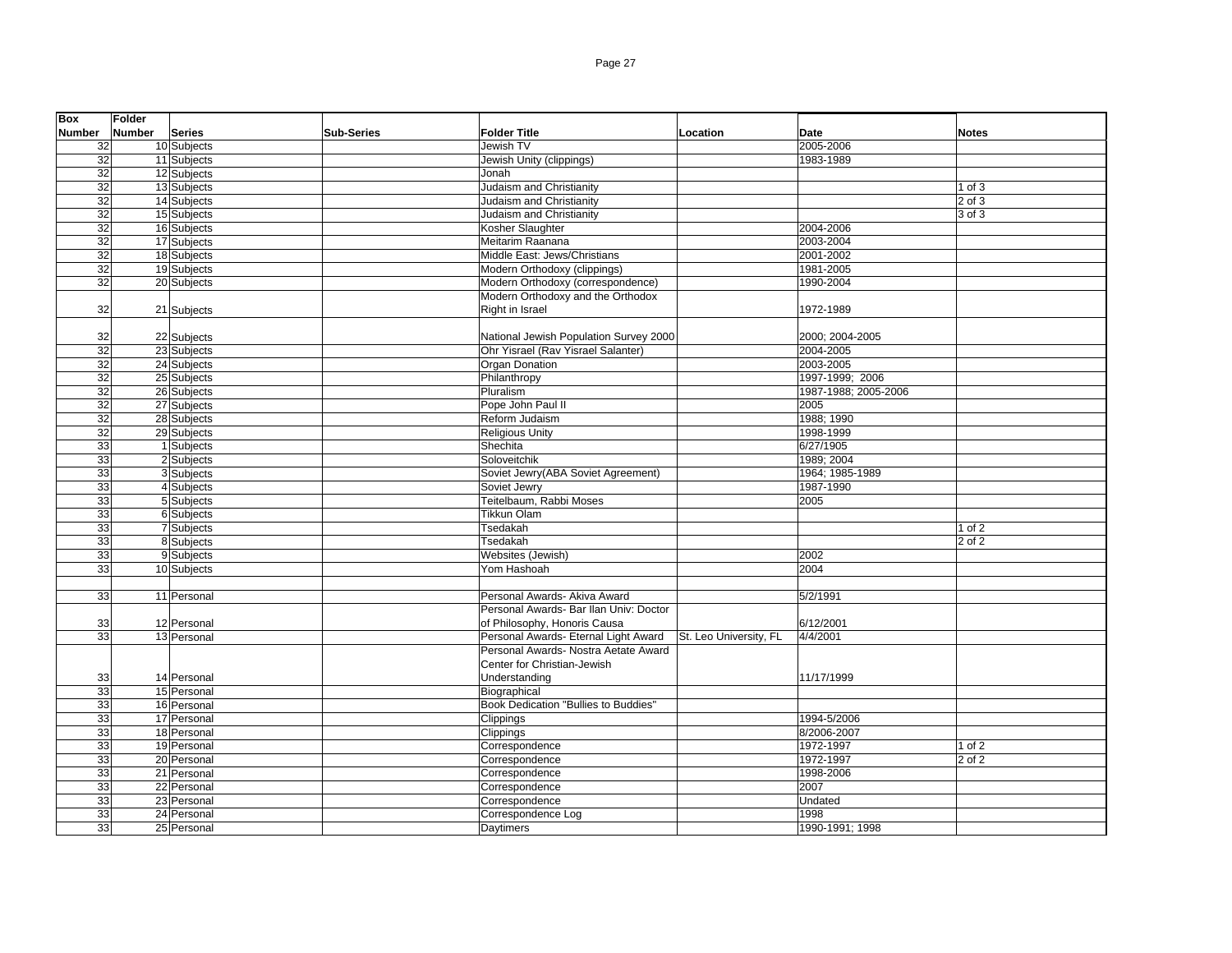| Box Number | Folder Number | Series | Sub-Series | Folder Title | Location | Date | Notes |
|---|---|---|---|---|---|---|---|
| 32 | 10 | Subjects | | Jewish TV | | 2005-2006 | |
| 32 | 11 | Subjects | | Jewish Unity (clippings) | | 1983-1989 | |
| 32 | 12 | Subjects | | Jonah | | | |
| 32 | 13 | Subjects | | Judaism and Christianity | | | 1 of 3 |
| 32 | 14 | Subjects | | Judaism and Christianity | | | 2 of 3 |
| 32 | 15 | Subjects | | Judaism and Christianity | | | 3 of 3 |
| 32 | 16 | Subjects | | Kosher Slaughter | | 2004-2006 | |
| 32 | 17 | Subjects | | Meitarim Raanana | | 2003-2004 | |
| 32 | 18 | Subjects | | Middle East: Jews/Christians | | 2001-2002 | |
| 32 | 19 | Subjects | | Modern Orthodoxy (clippings) | | 1981-2005 | |
| 32 | 20 | Subjects | | Modern Orthodoxy (correspondence) | | 1990-2004 | |
| 32 | 21 | Subjects | | Modern Orthodoxy and the Orthodox Right in Israel | | 1972-1989 | |
| 32 | 22 | Subjects | | National Jewish Population Survey 2000 | | 2000; 2004-2005 | |
| 32 | 23 | Subjects | | Ohr Yisrael (Rav Yisrael Salanter) | | 2004-2005 | |
| 32 | 24 | Subjects | | Organ Donation | | 2003-2005 | |
| 32 | 25 | Subjects | | Philanthropy | | 1997-1999; 2006 | |
| 32 | 26 | Subjects | | Pluralism | | 1987-1988; 2005-2006 | |
| 32 | 27 | Subjects | | Pope John Paul II | | 2005 | |
| 32 | 28 | Subjects | | Reform Judaism | | 1988; 1990 | |
| 32 | 29 | Subjects | | Religious Unity | | 1998-1999 | |
| 33 | 1 | Subjects | | Shechita | | 6/27/1905 | |
| 33 | 2 | Subjects | | Soloveitchik | | 1989; 2004 | |
| 33 | 3 | Subjects | | Soviet Jewry(ABA Soviet Agreement) | | 1964; 1985-1989 | |
| 33 | 4 | Subjects | | Soviet Jewry | | 1987-1990 | |
| 33 | 5 | Subjects | | Teitelbaum, Rabbi Moses | | 2005 | |
| 33 | 6 | Subjects | | Tikkun Olam | | | |
| 33 | 7 | Subjects | | Tsedakah | | | 1 of 2 |
| 33 | 8 | Subjects | | Tsedakah | | | 2 of 2 |
| 33 | 9 | Subjects | | Websites (Jewish) | | 2002 | |
| 33 | 10 | Subjects | | Yom Hashoah | | 2004 | |
| | | | | | | | |
| 33 | 11 | Personal | | Personal Awards- Akiva Award | | 5/2/1991 | |
| 33 | 12 | Personal | | Personal Awards- Bar Ilan Univ: Doctor of Philosophy, Honoris Causa | | 6/12/2001 | |
| 33 | 13 | Personal | | Personal Awards- Eternal Light Award | St. Leo University, FL | 4/4/2001 | |
| 33 | 14 | Personal | | Personal Awards- Nostra Aetate Award Center for Christian-Jewish Understanding | | 11/17/1999 | |
| 33 | 15 | Personal | | Biographical | | | |
| 33 | 16 | Personal | | Book Dedication "Bullies to Buddies" | | | |
| 33 | 17 | Personal | | Clippings | | 1994-5/2006 | |
| 33 | 18 | Personal | | Clippings | | 8/2006-2007 | |
| 33 | 19 | Personal | | Correspondence | | 1972-1997 | 1 of 2 |
| 33 | 20 | Personal | | Correspondence | | 1972-1997 | 2 of 2 |
| 33 | 21 | Personal | | Correspondence | | 1998-2006 | |
| 33 | 22 | Personal | | Correspondence | | 2007 | |
| 33 | 23 | Personal | | Correspondence | | Undated | |
| 33 | 24 | Personal | | Correspondence Log | | 1998 | |
| 33 | 25 | Personal | | Daytimers | | 1990-1991; 1998 | |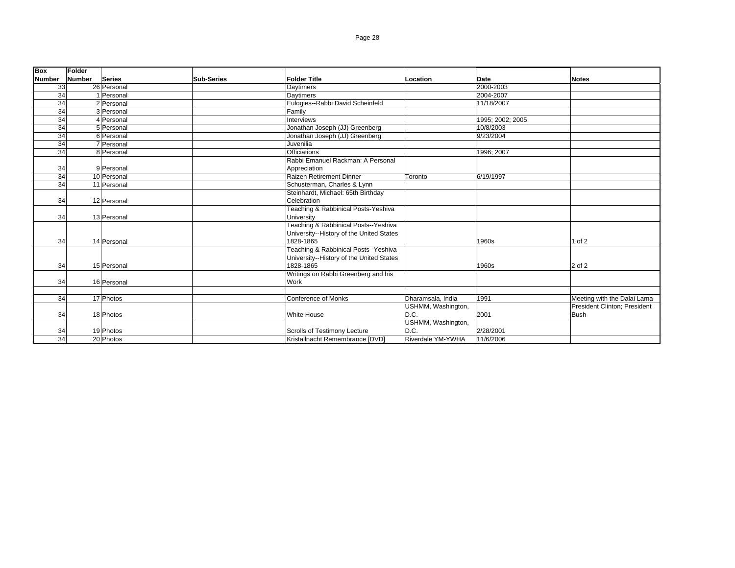| Box Number | Folder Number | Series | Sub-Series | Folder Title | Location | Date | Notes |
|---|---|---|---|---|---|---|---|
| 33 | 26 | Personal | | Daytimers | | 2000-2003 | |
| 34 | 1 | Personal | | Daytimers | | 2004-2007 | |
| 34 | 2 | Personal | | Eulogies--Rabbi David Scheinfeld | | 11/18/2007 | |
| 34 | 3 | Personal | | Family | | | |
| 34 | 4 | Personal | | Interviews | | 1995; 2002; 2005 | |
| 34 | 5 | Personal | | Jonathan Joseph (JJ) Greenberg | | 10/8/2003 | |
| 34 | 6 | Personal | | Jonathan Joseph (JJ) Greenberg | | 9/23/2004 | |
| 34 | 7 | Personal | | Juvenilia | | | |
| 34 | 8 | Personal | | Officiations | | 1996; 2007 | |
| 34 | 9 | Personal | | Rabbi Emanuel Rackman: A Personal Appreciation | | | |
| 34 | 10 | Personal | | Raizen Retirement Dinner | Toronto | 6/19/1997 | |
| 34 | 11 | Personal | | Schusterman, Charles & Lynn | | | |
| 34 | 12 | Personal | | Steinhardt, Michael: 65th Birthday Celebration | | | |
| 34 | 13 | Personal | | Teaching & Rabbinical Posts-Yeshiva University | | | |
| 34 | 14 | Personal | | Teaching & Rabbinical Posts--Yeshiva University--History of the United States 1828-1865 | | 1960s | 1 of 2 |
| 34 | 15 | Personal | | Teaching & Rabbinical Posts--Yeshiva University--History of the United States 1828-1865 | | 1960s | 2 of 2 |
| 34 | 16 | Personal | | Writings on Rabbi Greenberg and his Work | | | |
| | | | | | | | |
| 34 | 17 | Photos | | Conference of Monks | Dharamsala, India | 1991 | Meeting with the Dalai Lama |
| 34 | 18 | Photos | | White House | USHMM, Washington, D.C. | 2001 | President Clinton; President Bush |
| 34 | 19 | Photos | | Scrolls of Testimony Lecture | USHMM, Washington, D.C. | 2/28/2001 | |
| 34 | 20 | Photos | | Kristallnacht Remembrance [DVD] | Riverdale YM-YWHA | 11/6/2006 | |